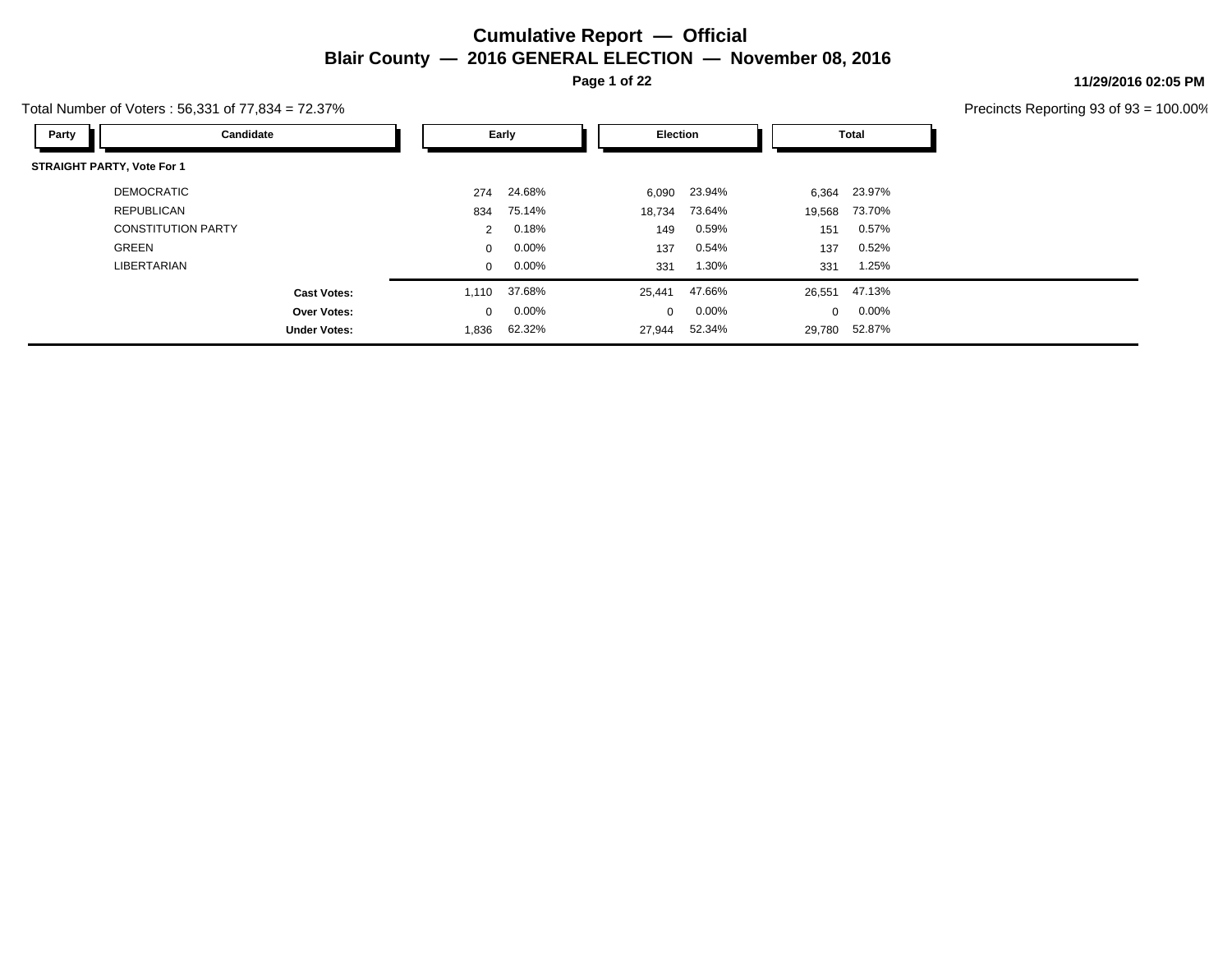# Cumulative Report — Official

## Blair County — 2016 GENERAL ELECTION — November 08, 2016

11/29/2016 02:05 PM

Total Number of Voters : 56,331 of 77,834 = 72.37%

Precincts Reporting 93 of 93 = 100.00%

| Party | Candidate | Early | | Election | | Total | |
|---|---|---|---|---|---|---|---|
| **STRAIGHT PARTY, Vote For 1** | | | | | | | |
| | DEMOCRATIC | 274 | 24.68% | 6,090 | 23.94% | 6,364 | 23.97% |
| | REPUBLICAN | 834 | 75.14% | 18,734 | 73.64% | 19,568 | 73.70% |
| | CONSTITUTION PARTY | 2 | 0.18% | 149 | 0.59% | 151 | 0.57% |
| | GREEN | 0 | 0.00% | 137 | 0.54% | 137 | 0.52% |
| | LIBERTARIAN | 0 | 0.00% | 331 | 1.30% | 331 | 1.25% |
| | **Cast Votes:** | 1,110 | 37.68% | 25,441 | 47.66% | 26,551 | 47.13% |
| | **Over Votes:** | 0 | 0.00% | 0 | 0.00% | 0 | 0.00% |
| | **Under Votes:** | 1,836 | 62.32% | 27,944 | 52.34% | 29,780 | 52.87% |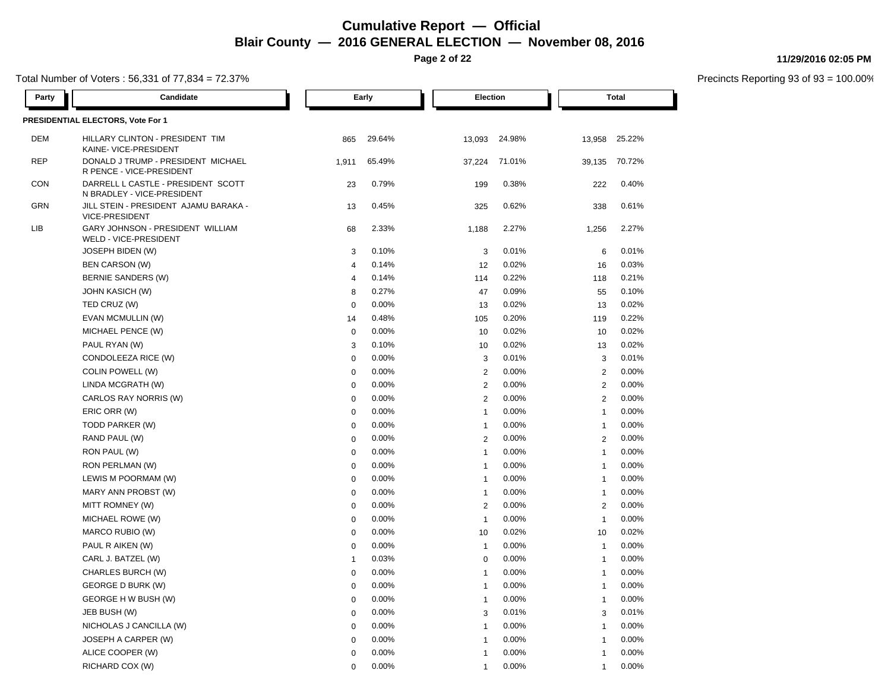# Cumulative Report — Official

## Blair County — 2016 GENERAL ELECTION — November 08, 2016

11/29/2016 02:05 PM

Total Number of Voters : 56,331 of 77,834 = 72.37%

Precincts Reporting 93 of 93 = 100.00%

**PRESIDENTIAL ELECTORS, Vote For 1**

| Party | Candidate | Early | | Election | | Total | |
|---|---|---|---|---|---|---|---|
| DEM | HILLARY CLINTON - PRESIDENT TIM KAINE- VICE-PRESIDENT | 865 | 29.64% | 13,093 | 24.98% | 13,958 | 25.22% |
| REP | DONALD J TRUMP - PRESIDENT MICHAEL R PENCE - VICE-PRESIDENT | 1,911 | 65.49% | 37,224 | 71.01% | 39,135 | 70.72% |
| CON | DARRELL L CASTLE - PRESIDENT SCOTT N BRADLEY - VICE-PRESIDENT | 23 | 0.79% | 199 | 0.38% | 222 | 0.40% |
| GRN | JILL STEIN - PRESIDENT AJAMU BARAKA - VICE-PRESIDENT | 13 | 0.45% | 325 | 0.62% | 338 | 0.61% |
| LIB | GARY JOHNSON - PRESIDENT WILLIAM WELD - VICE-PRESIDENT | 68 | 2.33% | 1,188 | 2.27% | 1,256 | 2.27% |
| | JOSEPH BIDEN (W) | 3 | 0.10% | 3 | 0.01% | 6 | 0.01% |
| | BEN CARSON (W) | 4 | 0.14% | 12 | 0.02% | 16 | 0.03% |
| | BERNIE SANDERS (W) | 4 | 0.14% | 114 | 0.22% | 118 | 0.21% |
| | JOHN KASICH (W) | 8 | 0.27% | 47 | 0.09% | 55 | 0.10% |
| | TED CRUZ (W) | 0 | 0.00% | 13 | 0.02% | 13 | 0.02% |
| | EVAN MCMULLIN (W) | 14 | 0.48% | 105 | 0.20% | 119 | 0.22% |
| | MICHAEL PENCE (W) | 0 | 0.00% | 10 | 0.02% | 10 | 0.02% |
| | PAUL RYAN (W) | 3 | 0.10% | 10 | 0.02% | 13 | 0.02% |
| | CONDOLEEZA RICE (W) | 0 | 0.00% | 3 | 0.01% | 3 | 0.01% |
| | COLIN POWELL (W) | 0 | 0.00% | 2 | 0.00% | 2 | 0.00% |
| | LINDA MCGRATH (W) | 0 | 0.00% | 2 | 0.00% | 2 | 0.00% |
| | CARLOS RAY NORRIS (W) | 0 | 0.00% | 2 | 0.00% | 2 | 0.00% |
| | ERIC ORR (W) | 0 | 0.00% | 1 | 0.00% | 1 | 0.00% |
| | TODD PARKER (W) | 0 | 0.00% | 1 | 0.00% | 1 | 0.00% |
| | RAND PAUL (W) | 0 | 0.00% | 2 | 0.00% | 2 | 0.00% |
| | RON PAUL (W) | 0 | 0.00% | 1 | 0.00% | 1 | 0.00% |
| | RON PERLMAN (W) | 0 | 0.00% | 1 | 0.00% | 1 | 0.00% |
| | LEWIS M POORMAM (W) | 0 | 0.00% | 1 | 0.00% | 1 | 0.00% |
| | MARY ANN PROBST (W) | 0 | 0.00% | 1 | 0.00% | 1 | 0.00% |
| | MITT ROMNEY (W) | 0 | 0.00% | 2 | 0.00% | 2 | 0.00% |
| | MICHAEL ROWE (W) | 0 | 0.00% | 1 | 0.00% | 1 | 0.00% |
| | MARCO RUBIO (W) | 0 | 0.00% | 10 | 0.02% | 10 | 0.02% |
| | PAUL R AIKEN (W) | 0 | 0.00% | 1 | 0.00% | 1 | 0.00% |
| | CARL J. BATZEL (W) | 1 | 0.03% | 0 | 0.00% | 1 | 0.00% |
| | CHARLES BURCH (W) | 0 | 0.00% | 1 | 0.00% | 1 | 0.00% |
| | GEORGE D BURK (W) | 0 | 0.00% | 1 | 0.00% | 1 | 0.00% |
| | GEORGE H W BUSH (W) | 0 | 0.00% | 1 | 0.00% | 1 | 0.00% |
| | JEB BUSH (W) | 0 | 0.00% | 3 | 0.01% | 3 | 0.01% |
| | NICHOLAS J CANCILLA (W) | 0 | 0.00% | 1 | 0.00% | 1 | 0.00% |
| | JOSEPH A CARPER (W) | 0 | 0.00% | 1 | 0.00% | 1 | 0.00% |
| | ALICE COOPER (W) | 0 | 0.00% | 1 | 0.00% | 1 | 0.00% |
| | RICHARD COX (W) | 0 | 0.00% | 1 | 0.00% | 1 | 0.00% |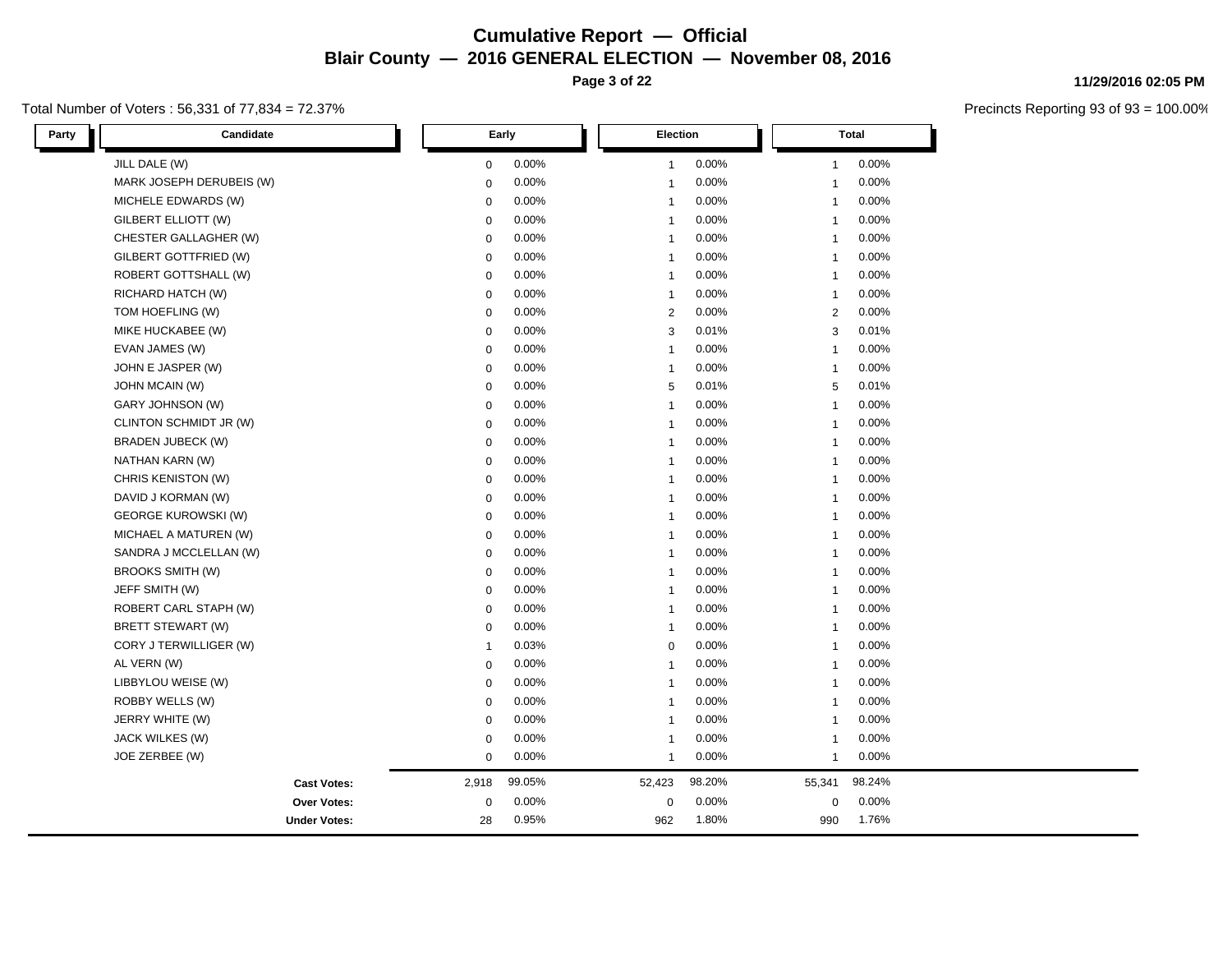# Cumulative Report — Official

## Blair County — 2016 GENERAL ELECTION — November 08, 2016

11/29/2016 02:05 PM

Total Number of Voters : 56,331 of 77,834 = 72.37%

Precincts Reporting 93 of 93 = 100.00%

| Party | Candidate | Early | | Election | | Total | |
|---|---|---|---|---|---|---|---|
| | JILL DALE (W) | 0 | 0.00% | 1 | 0.00% | 1 | 0.00% |
| | MARK JOSEPH DERUBEIS (W) | 0 | 0.00% | 1 | 0.00% | 1 | 0.00% |
| | MICHELE EDWARDS (W) | 0 | 0.00% | 1 | 0.00% | 1 | 0.00% |
| | GILBERT ELLIOTT (W) | 0 | 0.00% | 1 | 0.00% | 1 | 0.00% |
| | CHESTER GALLAGHER (W) | 0 | 0.00% | 1 | 0.00% | 1 | 0.00% |
| | GILBERT GOTTFRIED (W) | 0 | 0.00% | 1 | 0.00% | 1 | 0.00% |
| | ROBERT GOTTSHALL (W) | 0 | 0.00% | 1 | 0.00% | 1 | 0.00% |
| | RICHARD HATCH (W) | 0 | 0.00% | 1 | 0.00% | 1 | 0.00% |
| | TOM HOEFLING (W) | 0 | 0.00% | 2 | 0.00% | 2 | 0.00% |
| | MIKE HUCKABEE (W) | 0 | 0.00% | 3 | 0.01% | 3 | 0.01% |
| | EVAN JAMES (W) | 0 | 0.00% | 1 | 0.00% | 1 | 0.00% |
| | JOHN E JASPER (W) | 0 | 0.00% | 1 | 0.00% | 1 | 0.00% |
| | JOHN MCAIN (W) | 0 | 0.00% | 5 | 0.01% | 5 | 0.01% |
| | GARY JOHNSON (W) | 0 | 0.00% | 1 | 0.00% | 1 | 0.00% |
| | CLINTON SCHMIDT JR (W) | 0 | 0.00% | 1 | 0.00% | 1 | 0.00% |
| | BRADEN JUBECK (W) | 0 | 0.00% | 1 | 0.00% | 1 | 0.00% |
| | NATHAN KARN (W) | 0 | 0.00% | 1 | 0.00% | 1 | 0.00% |
| | CHRIS KENISTON (W) | 0 | 0.00% | 1 | 0.00% | 1 | 0.00% |
| | DAVID J KORMAN (W) | 0 | 0.00% | 1 | 0.00% | 1 | 0.00% |
| | GEORGE KUROWSKI (W) | 0 | 0.00% | 1 | 0.00% | 1 | 0.00% |
| | MICHAEL A MATUREN (W) | 0 | 0.00% | 1 | 0.00% | 1 | 0.00% |
| | SANDRA J MCCLELLAN (W) | 0 | 0.00% | 1 | 0.00% | 1 | 0.00% |
| | BROOKS SMITH (W) | 0 | 0.00% | 1 | 0.00% | 1 | 0.00% |
| | JEFF SMITH (W) | 0 | 0.00% | 1 | 0.00% | 1 | 0.00% |
| | ROBERT CARL STAPH (W) | 0 | 0.00% | 1 | 0.00% | 1 | 0.00% |
| | BRETT STEWART (W) | 0 | 0.00% | 1 | 0.00% | 1 | 0.00% |
| | CORY J TERWILLIGER (W) | 1 | 0.03% | 0 | 0.00% | 1 | 0.00% |
| | AL VERN (W) | 0 | 0.00% | 1 | 0.00% | 1 | 0.00% |
| | LIBBYLOU WEISE (W) | 0 | 0.00% | 1 | 0.00% | 1 | 0.00% |
| | ROBBY WELLS (W) | 0 | 0.00% | 1 | 0.00% | 1 | 0.00% |
| | JERRY WHITE (W) | 0 | 0.00% | 1 | 0.00% | 1 | 0.00% |
| | JACK WILKES (W) | 0 | 0.00% | 1 | 0.00% | 1 | 0.00% |
| | JOE ZERBEE (W) | 0 | 0.00% | 1 | 0.00% | 1 | 0.00% |
| | **Cast Votes:** | 2,918 | 99.05% | 52,423 | 98.20% | 55,341 | 98.24% |
| | **Over Votes:** | 0 | 0.00% | 0 | 0.00% | 0 | 0.00% |
| | **Under Votes:** | 28 | 0.95% | 962 | 1.80% | 990 | 1.76% |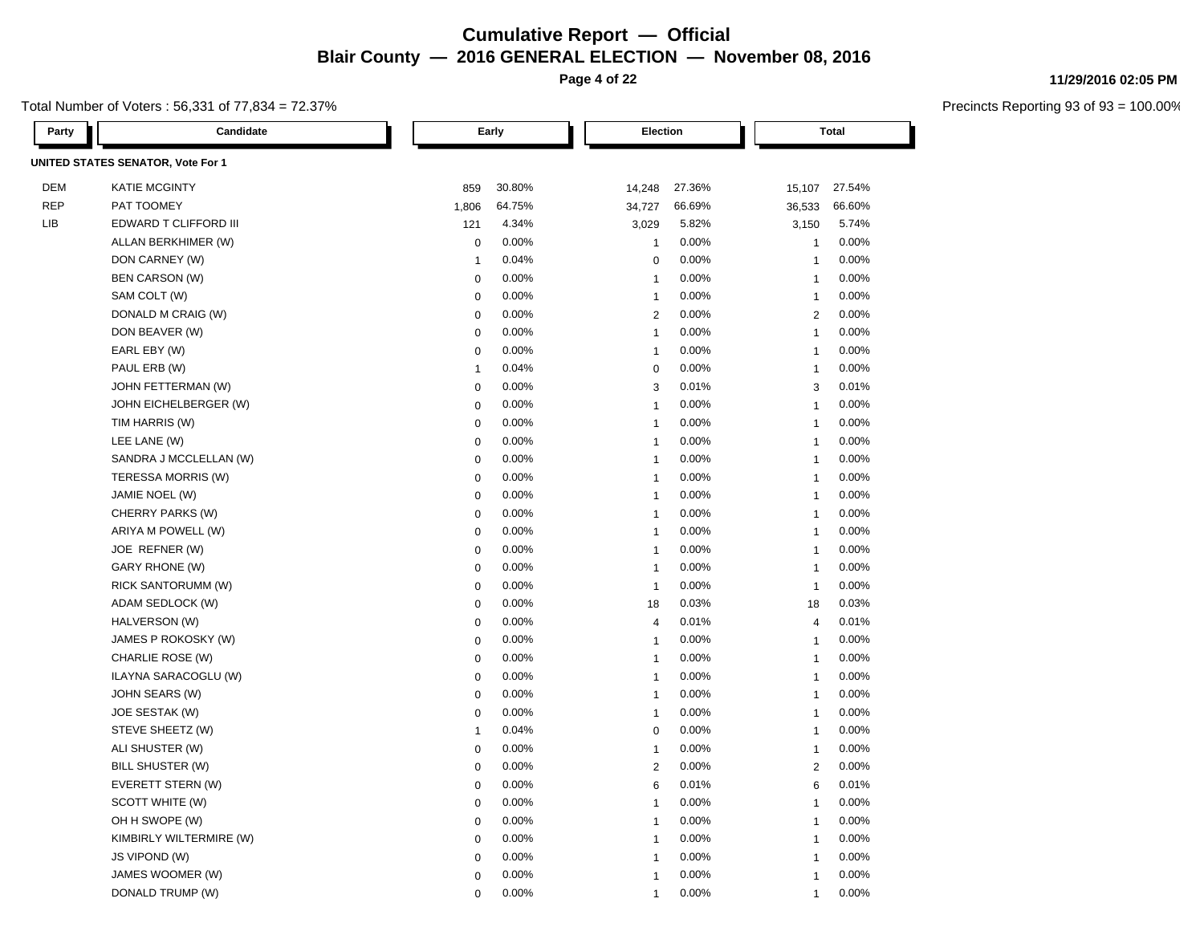# Cumulative Report — Official

## Blair County — 2016 GENERAL ELECTION — November 08, 2016

11/29/2016 02:05 PM

Total Number of Voters : 56,331 of 77,834 = 72.37%

Precincts Reporting 93 of 93 = 100.00%

### UNITED STATES SENATOR, Vote For 1

| Party | Candidate | Early | | Election | | Total | |
|---|---|---|---|---|---|---|---|
| DEM | KATIE MCGINTY | 859 | 30.80% | 14,248 | 27.36% | 15,107 | 27.54% |
| REP | PAT TOOMEY | 1,806 | 64.75% | 34,727 | 66.69% | 36,533 | 66.60% |
| LIB | EDWARD T CLIFFORD III | 121 | 4.34% | 3,029 | 5.82% | 3,150 | 5.74% |
| | ALLAN BERKHIMER (W) | 0 | 0.00% | 1 | 0.00% | 1 | 0.00% |
| | DON CARNEY (W) | 1 | 0.04% | 0 | 0.00% | 1 | 0.00% |
| | BEN CARSON (W) | 0 | 0.00% | 1 | 0.00% | 1 | 0.00% |
| | SAM COLT (W) | 0 | 0.00% | 1 | 0.00% | 1 | 0.00% |
| | DONALD M CRAIG (W) | 0 | 0.00% | 2 | 0.00% | 2 | 0.00% |
| | DON BEAVER (W) | 0 | 0.00% | 1 | 0.00% | 1 | 0.00% |
| | EARL EBY (W) | 0 | 0.00% | 1 | 0.00% | 1 | 0.00% |
| | PAUL ERB (W) | 1 | 0.04% | 0 | 0.00% | 1 | 0.00% |
| | JOHN FETTERMAN (W) | 0 | 0.00% | 3 | 0.01% | 3 | 0.01% |
| | JOHN EICHELBERGER (W) | 0 | 0.00% | 1 | 0.00% | 1 | 0.00% |
| | TIM HARRIS (W) | 0 | 0.00% | 1 | 0.00% | 1 | 0.00% |
| | LEE LANE (W) | 0 | 0.00% | 1 | 0.00% | 1 | 0.00% |
| | SANDRA J MCCLELLAN (W) | 0 | 0.00% | 1 | 0.00% | 1 | 0.00% |
| | TERESSA MORRIS (W) | 0 | 0.00% | 1 | 0.00% | 1 | 0.00% |
| | JAMIE NOEL (W) | 0 | 0.00% | 1 | 0.00% | 1 | 0.00% |
| | CHERRY PARKS (W) | 0 | 0.00% | 1 | 0.00% | 1 | 0.00% |
| | ARIYA M POWELL (W) | 0 | 0.00% | 1 | 0.00% | 1 | 0.00% |
| | JOE REFNER (W) | 0 | 0.00% | 1 | 0.00% | 1 | 0.00% |
| | GARY RHONE (W) | 0 | 0.00% | 1 | 0.00% | 1 | 0.00% |
| | RICK SANTORUMM (W) | 0 | 0.00% | 1 | 0.00% | 1 | 0.00% |
| | ADAM SEDLOCK (W) | 0 | 0.00% | 18 | 0.03% | 18 | 0.03% |
| | HALVERSON (W) | 0 | 0.00% | 4 | 0.01% | 4 | 0.01% |
| | JAMES P ROKOSKY (W) | 0 | 0.00% | 1 | 0.00% | 1 | 0.00% |
| | CHARLIE ROSE (W) | 0 | 0.00% | 1 | 0.00% | 1 | 0.00% |
| | ILAYNA SARACOGLU (W) | 0 | 0.00% | 1 | 0.00% | 1 | 0.00% |
| | JOHN SEARS (W) | 0 | 0.00% | 1 | 0.00% | 1 | 0.00% |
| | JOE SESTAK (W) | 0 | 0.00% | 1 | 0.00% | 1 | 0.00% |
| | STEVE SHEETZ (W) | 1 | 0.04% | 0 | 0.00% | 1 | 0.00% |
| | ALI SHUSTER (W) | 0 | 0.00% | 1 | 0.00% | 1 | 0.00% |
| | BILL SHUSTER (W) | 0 | 0.00% | 2 | 0.00% | 2 | 0.00% |
| | EVERETT STERN (W) | 0 | 0.00% | 6 | 0.01% | 6 | 0.01% |
| | SCOTT WHITE (W) | 0 | 0.00% | 1 | 0.00% | 1 | 0.00% |
| | OH H SWOPE (W) | 0 | 0.00% | 1 | 0.00% | 1 | 0.00% |
| | KIMBIRLY WILTERMIRE (W) | 0 | 0.00% | 1 | 0.00% | 1 | 0.00% |
| | JS VIPOND (W) | 0 | 0.00% | 1 | 0.00% | 1 | 0.00% |
| | JAMES WOOMER (W) | 0 | 0.00% | 1 | 0.00% | 1 | 0.00% |
| | DONALD TRUMP (W) | 0 | 0.00% | 1 | 0.00% | 1 | 0.00% |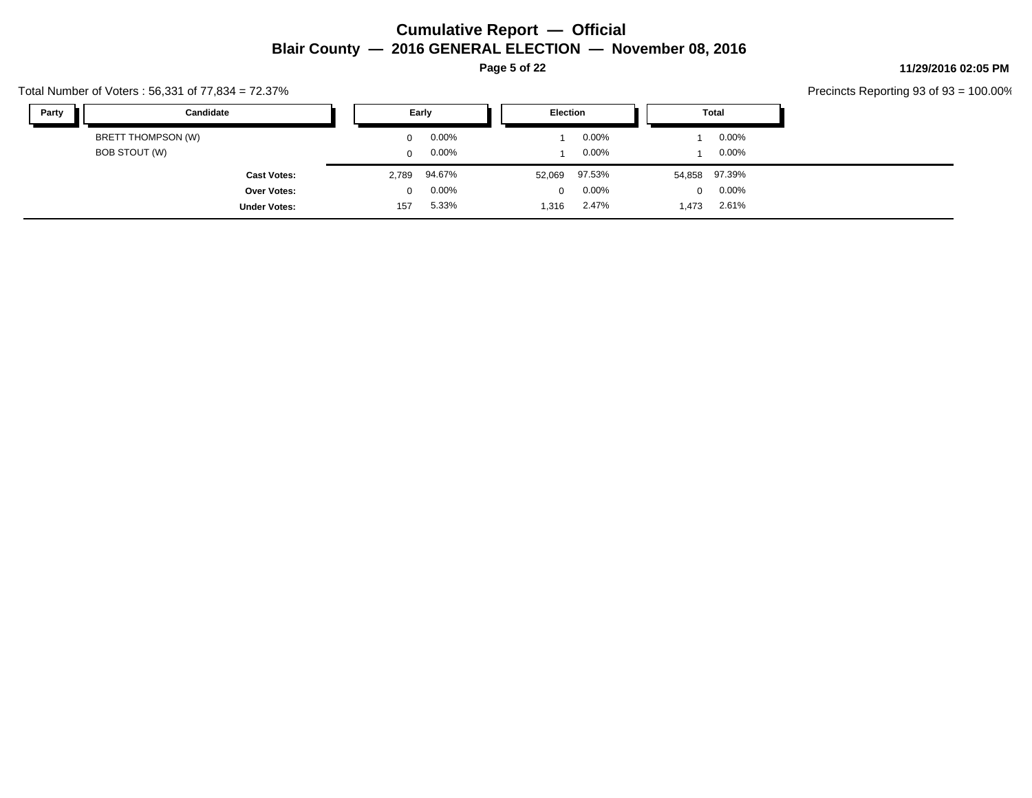# Cumulative Report — Official

## Blair County — 2016 GENERAL ELECTION — November 08, 2016

**11/29/2016 02:05 PM**

Total Number of Voters : 56,331 of 77,834 = 72.37%

Precincts Reporting 93 of 93 = 100.00%

| Party | Candidate | Early | | Election | | Total | |
|---|---|---|---|---|---|---|---|
| | BRETT THOMPSON (W) | 0 | 0.00% | 1 | 0.00% | 1 | 0.00% |
| | BOB STOUT (W) | 0 | 0.00% | 1 | 0.00% | 1 | 0.00% |
| | **Cast Votes:** | 2,789 | 94.67% | 52,069 | 97.53% | 54,858 | 97.39% |
| | **Over Votes:** | 0 | 0.00% | 0 | 0.00% | 0 | 0.00% |
| | **Under Votes:** | 157 | 5.33% | 1,316 | 2.47% | 1,473 | 2.61% |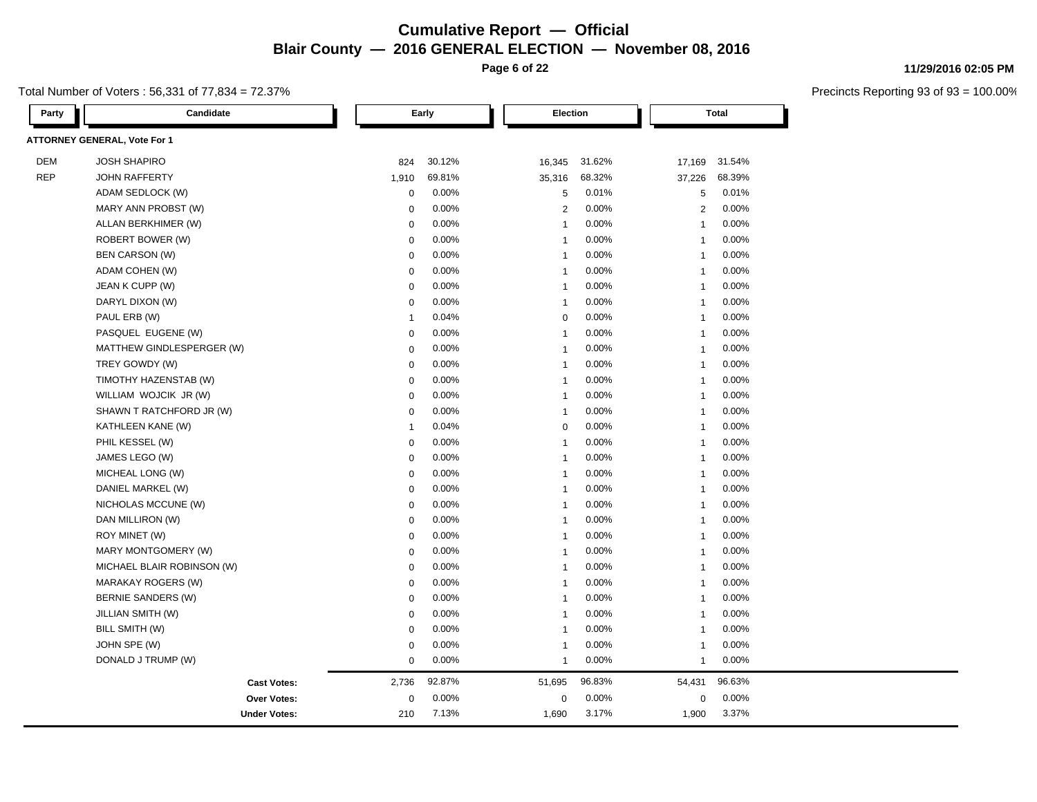# Cumulative Report — Official

## Blair County — 2016 GENERAL ELECTION — November 08, 2016

11/29/2016 02:05 PM

Total Number of Voters : 56,331 of 77,834 = 72.37%

Precincts Reporting 93 of 93 = 100.00%

### ATTORNEY GENERAL, Vote For 1

| Party | Candidate | Early | | Election | | Total | |
|---|---|---|---|---|---|---|---|
| DEM | JOSH SHAPIRO | 824 | 30.12% | 16,345 | 31.62% | 17,169 | 31.54% |
| REP | JOHN RAFFERTY | 1,910 | 69.81% | 35,316 | 68.32% | 37,226 | 68.39% |
| | ADAM SEDLOCK (W) | 0 | 0.00% | 5 | 0.01% | 5 | 0.01% |
| | MARY ANN PROBST (W) | 0 | 0.00% | 2 | 0.00% | 2 | 0.00% |
| | ALLAN BERKHIMER (W) | 0 | 0.00% | 1 | 0.00% | 1 | 0.00% |
| | ROBERT BOWER (W) | 0 | 0.00% | 1 | 0.00% | 1 | 0.00% |
| | BEN CARSON (W) | 0 | 0.00% | 1 | 0.00% | 1 | 0.00% |
| | ADAM COHEN (W) | 0 | 0.00% | 1 | 0.00% | 1 | 0.00% |
| | JEAN K CUPP (W) | 0 | 0.00% | 1 | 0.00% | 1 | 0.00% |
| | DARYL DIXON (W) | 0 | 0.00% | 1 | 0.00% | 1 | 0.00% |
| | PAUL ERB (W) | 1 | 0.04% | 0 | 0.00% | 1 | 0.00% |
| | PASQUEL EUGENE (W) | 0 | 0.00% | 1 | 0.00% | 1 | 0.00% |
| | MATTHEW GINDLESPERGER (W) | 0 | 0.00% | 1 | 0.00% | 1 | 0.00% |
| | TREY GOWDY (W) | 0 | 0.00% | 1 | 0.00% | 1 | 0.00% |
| | TIMOTHY HAZENSTAB (W) | 0 | 0.00% | 1 | 0.00% | 1 | 0.00% |
| | WILLIAM WOJCIK JR (W) | 0 | 0.00% | 1 | 0.00% | 1 | 0.00% |
| | SHAWN T RATCHFORD JR (W) | 0 | 0.00% | 1 | 0.00% | 1 | 0.00% |
| | KATHLEEN KANE (W) | 1 | 0.04% | 0 | 0.00% | 1 | 0.00% |
| | PHIL KESSEL (W) | 0 | 0.00% | 1 | 0.00% | 1 | 0.00% |
| | JAMES LEGO (W) | 0 | 0.00% | 1 | 0.00% | 1 | 0.00% |
| | MICHEAL LONG (W) | 0 | 0.00% | 1 | 0.00% | 1 | 0.00% |
| | DANIEL MARKEL (W) | 0 | 0.00% | 1 | 0.00% | 1 | 0.00% |
| | NICHOLAS MCCUNE (W) | 0 | 0.00% | 1 | 0.00% | 1 | 0.00% |
| | DAN MILLIRON (W) | 0 | 0.00% | 1 | 0.00% | 1 | 0.00% |
| | ROY MINET (W) | 0 | 0.00% | 1 | 0.00% | 1 | 0.00% |
| | MARY MONTGOMERY (W) | 0 | 0.00% | 1 | 0.00% | 1 | 0.00% |
| | MICHAEL BLAIR ROBINSON (W) | 0 | 0.00% | 1 | 0.00% | 1 | 0.00% |
| | MARAKAY ROGERS (W) | 0 | 0.00% | 1 | 0.00% | 1 | 0.00% |
| | BERNIE SANDERS (W) | 0 | 0.00% | 1 | 0.00% | 1 | 0.00% |
| | JILLIAN SMITH (W) | 0 | 0.00% | 1 | 0.00% | 1 | 0.00% |
| | BILL SMITH (W) | 0 | 0.00% | 1 | 0.00% | 1 | 0.00% |
| | JOHN SPE (W) | 0 | 0.00% | 1 | 0.00% | 1 | 0.00% |
| | DONALD J TRUMP (W) | 0 | 0.00% | 1 | 0.00% | 1 | 0.00% |
| | **Cast Votes:** | 2,736 | 92.87% | 51,695 | 96.83% | 54,431 | 96.63% |
| | **Over Votes:** | 0 | 0.00% | 0 | 0.00% | 0 | 0.00% |
| | **Under Votes:** | 210 | 7.13% | 1,690 | 3.17% | 1,900 | 3.37% |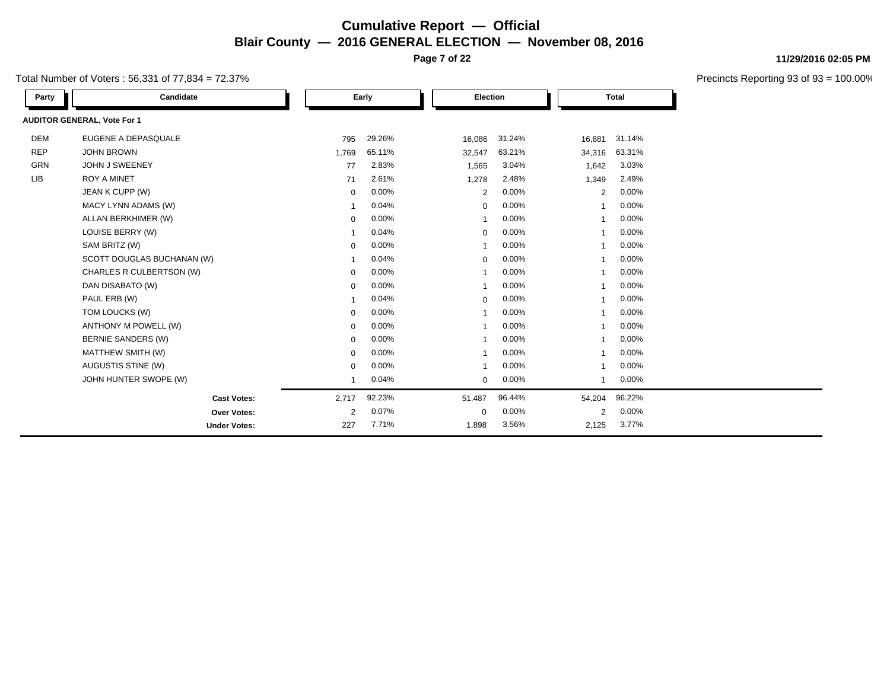# Cumulative Report — Official

## Blair County — 2016 GENERAL ELECTION — November 08, 2016

11/29/2016 02:05 PM

Total Number of Voters : 56,331 of 77,834 = 72.37%

Precincts Reporting 93 of 93 = 100.00%

| Party | Candidate | Early | | Election | | Total | |
|---|---|---|---|---|---|---|---|
| **AUDITOR GENERAL, Vote For 1** | | | | | | | |
| DEM | EUGENE A DEPASQUALE | 795 | 29.26% | 16,086 | 31.24% | 16,881 | 31.14% |
| REP | JOHN BROWN | 1,769 | 65.11% | 32,547 | 63.21% | 34,316 | 63.31% |
| GRN | JOHN J SWEENEY | 77 | 2.83% | 1,565 | 3.04% | 1,642 | 3.03% |
| LIB | ROY A MINET | 71 | 2.61% | 1,278 | 2.48% | 1,349 | 2.49% |
| | JEAN K CUPP (W) | 0 | 0.00% | 2 | 0.00% | 2 | 0.00% |
| | MACY LYNN ADAMS (W) | 1 | 0.04% | 0 | 0.00% | 1 | 0.00% |
| | ALLAN BERKHIMER (W) | 0 | 0.00% | 1 | 0.00% | 1 | 0.00% |
| | LOUISE BERRY (W) | 1 | 0.04% | 0 | 0.00% | 1 | 0.00% |
| | SAM BRITZ (W) | 0 | 0.00% | 1 | 0.00% | 1 | 0.00% |
| | SCOTT DOUGLAS BUCHANAN (W) | 1 | 0.04% | 0 | 0.00% | 1 | 0.00% |
| | CHARLES R CULBERTSON (W) | 0 | 0.00% | 1 | 0.00% | 1 | 0.00% |
| | DAN DISABATO (W) | 0 | 0.00% | 1 | 0.00% | 1 | 0.00% |
| | PAUL ERB (W) | 1 | 0.04% | 0 | 0.00% | 1 | 0.00% |
| | TOM LOUCKS (W) | 0 | 0.00% | 1 | 0.00% | 1 | 0.00% |
| | ANTHONY M POWELL (W) | 0 | 0.00% | 1 | 0.00% | 1 | 0.00% |
| | BERNIE SANDERS (W) | 0 | 0.00% | 1 | 0.00% | 1 | 0.00% |
| | MATTHEW SMITH (W) | 0 | 0.00% | 1 | 0.00% | 1 | 0.00% |
| | AUGUSTIS STINE (W) | 0 | 0.00% | 1 | 0.00% | 1 | 0.00% |
| | JOHN HUNTER SWOPE (W) | 1 | 0.04% | 0 | 0.00% | 1 | 0.00% |
| | **Cast Votes:** | 2,717 | 92.23% | 51,487 | 96.44% | 54,204 | 96.22% |
| | **Over Votes:** | 2 | 0.07% | 0 | 0.00% | 2 | 0.00% |
| | **Under Votes:** | 227 | 7.71% | 1,898 | 3.56% | 2,125 | 3.77% |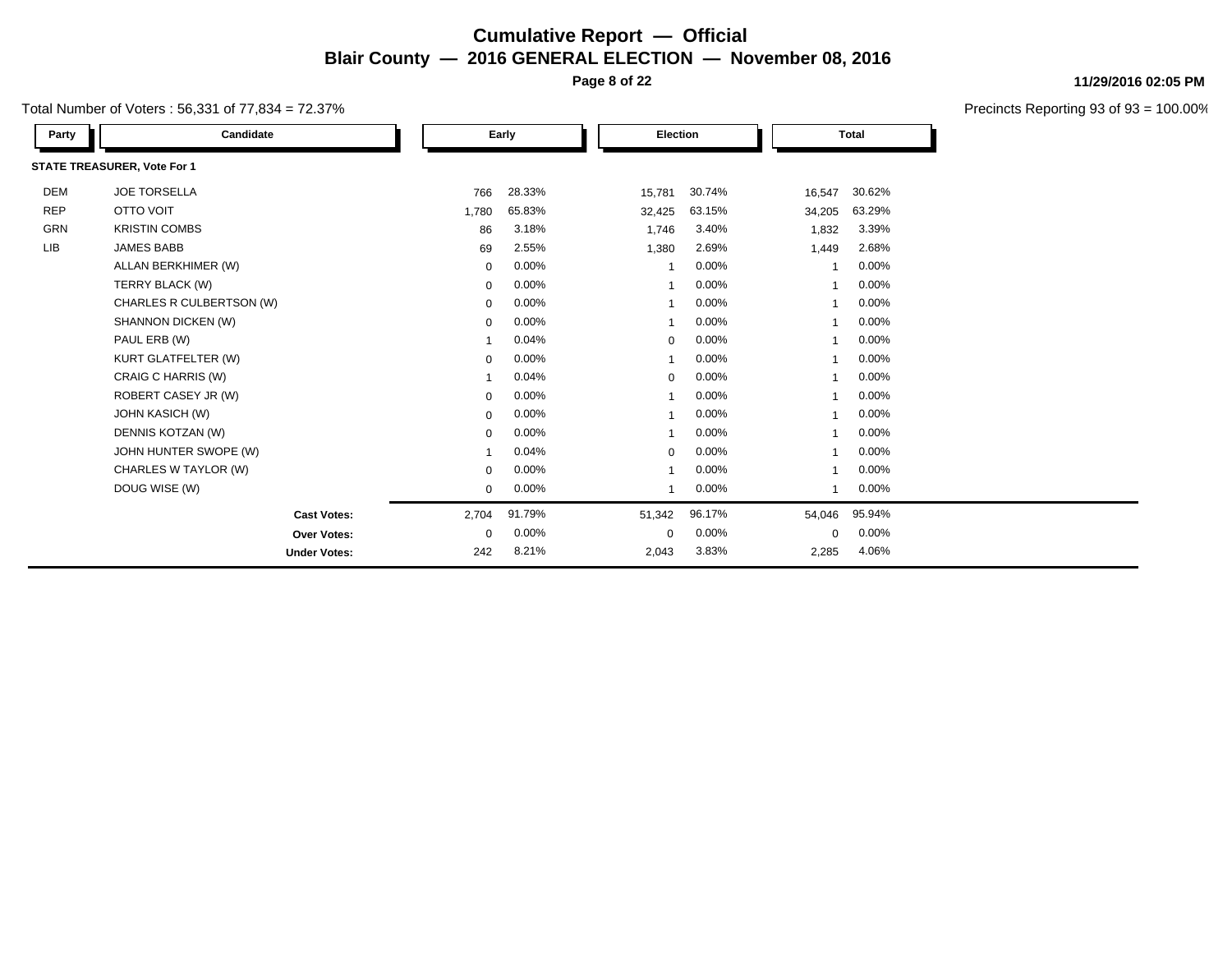# Cumulative Report — Official

## Blair County — 2016 GENERAL ELECTION — November 08, 2016

11/29/2016 02:05 PM

Total Number of Voters : 56,331 of 77,834 = 72.37%

Precincts Reporting 93 of 93 = 100.00%

| Party | Candidate | Early | | Election | | Total | |
|---|---|---|---|---|---|---|---|
| **STATE TREASURER, Vote For 1** | | | | | | | |
| DEM | JOE TORSELLA | 766 | 28.33% | 15,781 | 30.74% | 16,547 | 30.62% |
| REP | OTTO VOIT | 1,780 | 65.83% | 32,425 | 63.15% | 34,205 | 63.29% |
| GRN | KRISTIN COMBS | 86 | 3.18% | 1,746 | 3.40% | 1,832 | 3.39% |
| LIB | JAMES BABB | 69 | 2.55% | 1,380 | 2.69% | 1,449 | 2.68% |
| | ALLAN BERKHIMER (W) | 0 | 0.00% | 1 | 0.00% | 1 | 0.00% |
| | TERRY BLACK (W) | 0 | 0.00% | 1 | 0.00% | 1 | 0.00% |
| | CHARLES R CULBERTSON (W) | 0 | 0.00% | 1 | 0.00% | 1 | 0.00% |
| | SHANNON DICKEN (W) | 0 | 0.00% | 1 | 0.00% | 1 | 0.00% |
| | PAUL ERB (W) | 1 | 0.04% | 0 | 0.00% | 1 | 0.00% |
| | KURT GLATFELTER (W) | 0 | 0.00% | 1 | 0.00% | 1 | 0.00% |
| | CRAIG C HARRIS (W) | 1 | 0.04% | 0 | 0.00% | 1 | 0.00% |
| | ROBERT CASEY JR (W) | 0 | 0.00% | 1 | 0.00% | 1 | 0.00% |
| | JOHN KASICH (W) | 0 | 0.00% | 1 | 0.00% | 1 | 0.00% |
| | DENNIS KOTZAN (W) | 0 | 0.00% | 1 | 0.00% | 1 | 0.00% |
| | JOHN HUNTER SWOPE (W) | 1 | 0.04% | 0 | 0.00% | 1 | 0.00% |
| | CHARLES W TAYLOR (W) | 0 | 0.00% | 1 | 0.00% | 1 | 0.00% |
| | DOUG WISE (W) | 0 | 0.00% | 1 | 0.00% | 1 | 0.00% |
| | **Cast Votes:** | 2,704 | 91.79% | 51,342 | 96.17% | 54,046 | 95.94% |
| | **Over Votes:** | 0 | 0.00% | 0 | 0.00% | 0 | 0.00% |
| | **Under Votes:** | 242 | 8.21% | 2,043 | 3.83% | 2,285 | 4.06% |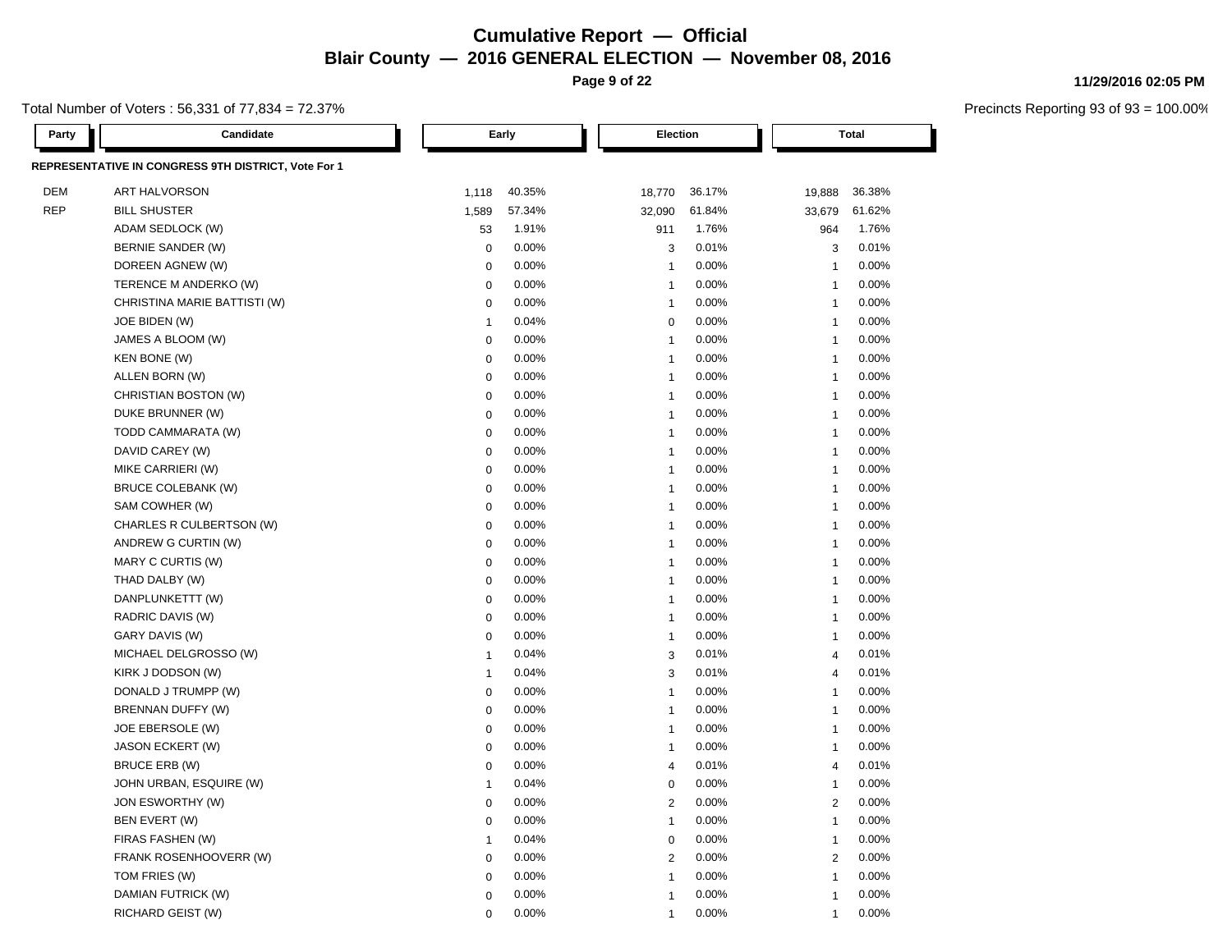# Cumulative Report — Official

## Blair County — 2016 GENERAL ELECTION — November 08, 2016

11/29/2016 02:05 PM

Total Number of Voters : 56,331 of 77,834 = 72.37%

Precincts Reporting 93 of 93 = 100.00%

### REPRESENTATIVE IN CONGRESS 9TH DISTRICT, Vote For 1

| Party | Candidate | Early | | Election | | Total | |
|---|---|---|---|---|---|---|---|
| DEM | ART HALVORSON | 1,118 | 40.35% | 18,770 | 36.17% | 19,888 | 36.38% |
| REP | BILL SHUSTER | 1,589 | 57.34% | 32,090 | 61.84% | 33,679 | 61.62% |
| | ADAM SEDLOCK (W) | 53 | 1.91% | 911 | 1.76% | 964 | 1.76% |
| | BERNIE SANDER (W) | 0 | 0.00% | 3 | 0.01% | 3 | 0.01% |
| | DOREEN AGNEW (W) | 0 | 0.00% | 1 | 0.00% | 1 | 0.00% |
| | TERENCE M ANDERKO (W) | 0 | 0.00% | 1 | 0.00% | 1 | 0.00% |
| | CHRISTINA MARIE BATTISTI (W) | 0 | 0.00% | 1 | 0.00% | 1 | 0.00% |
| | JOE BIDEN (W) | 1 | 0.04% | 0 | 0.00% | 1 | 0.00% |
| | JAMES A BLOOM (W) | 0 | 0.00% | 1 | 0.00% | 1 | 0.00% |
| | KEN BONE (W) | 0 | 0.00% | 1 | 0.00% | 1 | 0.00% |
| | ALLEN BORN (W) | 0 | 0.00% | 1 | 0.00% | 1 | 0.00% |
| | CHRISTIAN BOSTON (W) | 0 | 0.00% | 1 | 0.00% | 1 | 0.00% |
| | DUKE BRUNNER (W) | 0 | 0.00% | 1 | 0.00% | 1 | 0.00% |
| | TODD CAMMARATA (W) | 0 | 0.00% | 1 | 0.00% | 1 | 0.00% |
| | DAVID CAREY (W) | 0 | 0.00% | 1 | 0.00% | 1 | 0.00% |
| | MIKE CARRIERI (W) | 0 | 0.00% | 1 | 0.00% | 1 | 0.00% |
| | BRUCE COLEBANK (W) | 0 | 0.00% | 1 | 0.00% | 1 | 0.00% |
| | SAM COWHER (W) | 0 | 0.00% | 1 | 0.00% | 1 | 0.00% |
| | CHARLES R CULBERTSON (W) | 0 | 0.00% | 1 | 0.00% | 1 | 0.00% |
| | ANDREW G CURTIN (W) | 0 | 0.00% | 1 | 0.00% | 1 | 0.00% |
| | MARY C CURTIS (W) | 0 | 0.00% | 1 | 0.00% | 1 | 0.00% |
| | THAD DALBY (W) | 0 | 0.00% | 1 | 0.00% | 1 | 0.00% |
| | DANPLUNKETTT (W) | 0 | 0.00% | 1 | 0.00% | 1 | 0.00% |
| | RADRIC DAVIS (W) | 0 | 0.00% | 1 | 0.00% | 1 | 0.00% |
| | GARY DAVIS (W) | 0 | 0.00% | 1 | 0.00% | 1 | 0.00% |
| | MICHAEL DELGROSSO (W) | 1 | 0.04% | 3 | 0.01% | 4 | 0.01% |
| | KIRK J DODSON (W) | 1 | 0.04% | 3 | 0.01% | 4 | 0.01% |
| | DONALD J TRUMPP (W) | 0 | 0.00% | 1 | 0.00% | 1 | 0.00% |
| | BRENNAN DUFFY (W) | 0 | 0.00% | 1 | 0.00% | 1 | 0.00% |
| | JOE EBERSOLE (W) | 0 | 0.00% | 1 | 0.00% | 1 | 0.00% |
| | JASON ECKERT (W) | 0 | 0.00% | 1 | 0.00% | 1 | 0.00% |
| | BRUCE ERB (W) | 0 | 0.00% | 4 | 0.01% | 4 | 0.01% |
| | JOHN URBAN, ESQUIRE (W) | 1 | 0.04% | 0 | 0.00% | 1 | 0.00% |
| | JON ESWORTHY (W) | 0 | 0.00% | 2 | 0.00% | 2 | 0.00% |
| | BEN EVERT (W) | 0 | 0.00% | 1 | 0.00% | 1 | 0.00% |
| | FIRAS FASHEN (W) | 1 | 0.04% | 0 | 0.00% | 1 | 0.00% |
| | FRANK ROSENHOOVERR (W) | 0 | 0.00% | 2 | 0.00% | 2 | 0.00% |
| | TOM FRIES (W) | 0 | 0.00% | 1 | 0.00% | 1 | 0.00% |
| | DAMIAN FUTRICK (W) | 0 | 0.00% | 1 | 0.00% | 1 | 0.00% |
| | RICHARD GEIST (W) | 0 | 0.00% | 1 | 0.00% | 1 | 0.00% |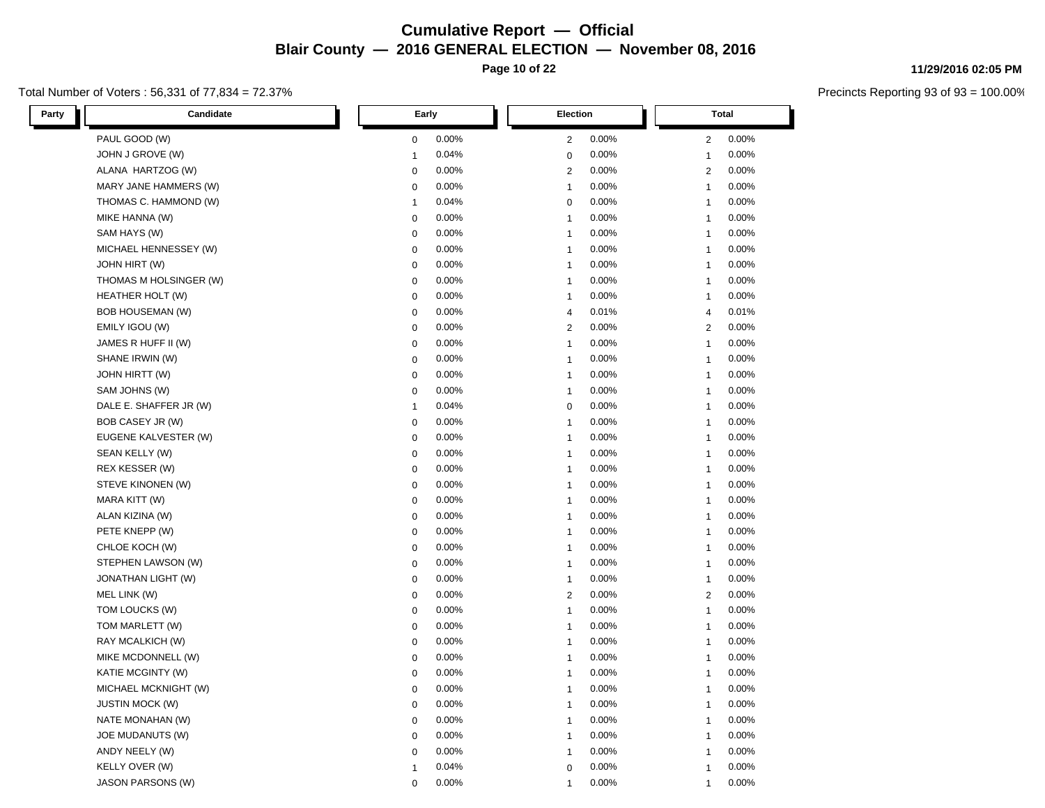# Cumulative Report — Official

## Blair County — 2016 GENERAL ELECTION — November 08, 2016

11/29/2016 02:05 PM

Total Number of Voters : 56,331 of 77,834 = 72.37%

Precincts Reporting 93 of 93 = 100.00%

| Party | Candidate | Early | | Election | | Total | |
|---|---|---|---|---|---|---|---|
| | PAUL GOOD (W) | 0 | 0.00% | 2 | 0.00% | 2 | 0.00% |
| | JOHN J GROVE (W) | 1 | 0.04% | 0 | 0.00% | 1 | 0.00% |
| | ALANA HARTZOG (W) | 0 | 0.00% | 2 | 0.00% | 2 | 0.00% |
| | MARY JANE HAMMERS (W) | 0 | 0.00% | 1 | 0.00% | 1 | 0.00% |
| | THOMAS C. HAMMOND (W) | 1 | 0.04% | 0 | 0.00% | 1 | 0.00% |
| | MIKE HANNA (W) | 0 | 0.00% | 1 | 0.00% | 1 | 0.00% |
| | SAM HAYS (W) | 0 | 0.00% | 1 | 0.00% | 1 | 0.00% |
| | MICHAEL HENNESSEY (W) | 0 | 0.00% | 1 | 0.00% | 1 | 0.00% |
| | JOHN HIRT (W) | 0 | 0.00% | 1 | 0.00% | 1 | 0.00% |
| | THOMAS M HOLSINGER (W) | 0 | 0.00% | 1 | 0.00% | 1 | 0.00% |
| | HEATHER HOLT (W) | 0 | 0.00% | 1 | 0.00% | 1 | 0.00% |
| | BOB HOUSEMAN (W) | 0 | 0.00% | 4 | 0.01% | 4 | 0.01% |
| | EMILY IGOU (W) | 0 | 0.00% | 2 | 0.00% | 2 | 0.00% |
| | JAMES R HUFF II (W) | 0 | 0.00% | 1 | 0.00% | 1 | 0.00% |
| | SHANE IRWIN (W) | 0 | 0.00% | 1 | 0.00% | 1 | 0.00% |
| | JOHN HIRTT (W) | 0 | 0.00% | 1 | 0.00% | 1 | 0.00% |
| | SAM JOHNS (W) | 0 | 0.00% | 1 | 0.00% | 1 | 0.00% |
| | DALE E. SHAFFER JR (W) | 1 | 0.04% | 0 | 0.00% | 1 | 0.00% |
| | BOB CASEY JR (W) | 0 | 0.00% | 1 | 0.00% | 1 | 0.00% |
| | EUGENE KALVESTER (W) | 0 | 0.00% | 1 | 0.00% | 1 | 0.00% |
| | SEAN KELLY (W) | 0 | 0.00% | 1 | 0.00% | 1 | 0.00% |
| | REX KESSER (W) | 0 | 0.00% | 1 | 0.00% | 1 | 0.00% |
| | STEVE KINONEN (W) | 0 | 0.00% | 1 | 0.00% | 1 | 0.00% |
| | MARA KITT (W) | 0 | 0.00% | 1 | 0.00% | 1 | 0.00% |
| | ALAN KIZINA (W) | 0 | 0.00% | 1 | 0.00% | 1 | 0.00% |
| | PETE KNEPP (W) | 0 | 0.00% | 1 | 0.00% | 1 | 0.00% |
| | CHLOE KOCH (W) | 0 | 0.00% | 1 | 0.00% | 1 | 0.00% |
| | STEPHEN LAWSON (W) | 0 | 0.00% | 1 | 0.00% | 1 | 0.00% |
| | JONATHAN LIGHT (W) | 0 | 0.00% | 1 | 0.00% | 1 | 0.00% |
| | MEL LINK (W) | 0 | 0.00% | 2 | 0.00% | 2 | 0.00% |
| | TOM LOUCKS (W) | 0 | 0.00% | 1 | 0.00% | 1 | 0.00% |
| | TOM MARLETT (W) | 0 | 0.00% | 1 | 0.00% | 1 | 0.00% |
| | RAY MCALKICH (W) | 0 | 0.00% | 1 | 0.00% | 1 | 0.00% |
| | MIKE MCDONNELL (W) | 0 | 0.00% | 1 | 0.00% | 1 | 0.00% |
| | KATIE MCGINTY (W) | 0 | 0.00% | 1 | 0.00% | 1 | 0.00% |
| | MICHAEL MCKNIGHT (W) | 0 | 0.00% | 1 | 0.00% | 1 | 0.00% |
| | JUSTIN MOCK (W) | 0 | 0.00% | 1 | 0.00% | 1 | 0.00% |
| | NATE MONAHAN (W) | 0 | 0.00% | 1 | 0.00% | 1 | 0.00% |
| | JOE MUDANUTS (W) | 0 | 0.00% | 1 | 0.00% | 1 | 0.00% |
| | ANDY NEELY (W) | 0 | 0.00% | 1 | 0.00% | 1 | 0.00% |
| | KELLY OVER (W) | 1 | 0.04% | 0 | 0.00% | 1 | 0.00% |
| | JASON PARSONS (W) | 0 | 0.00% | 1 | 0.00% | 1 | 0.00% |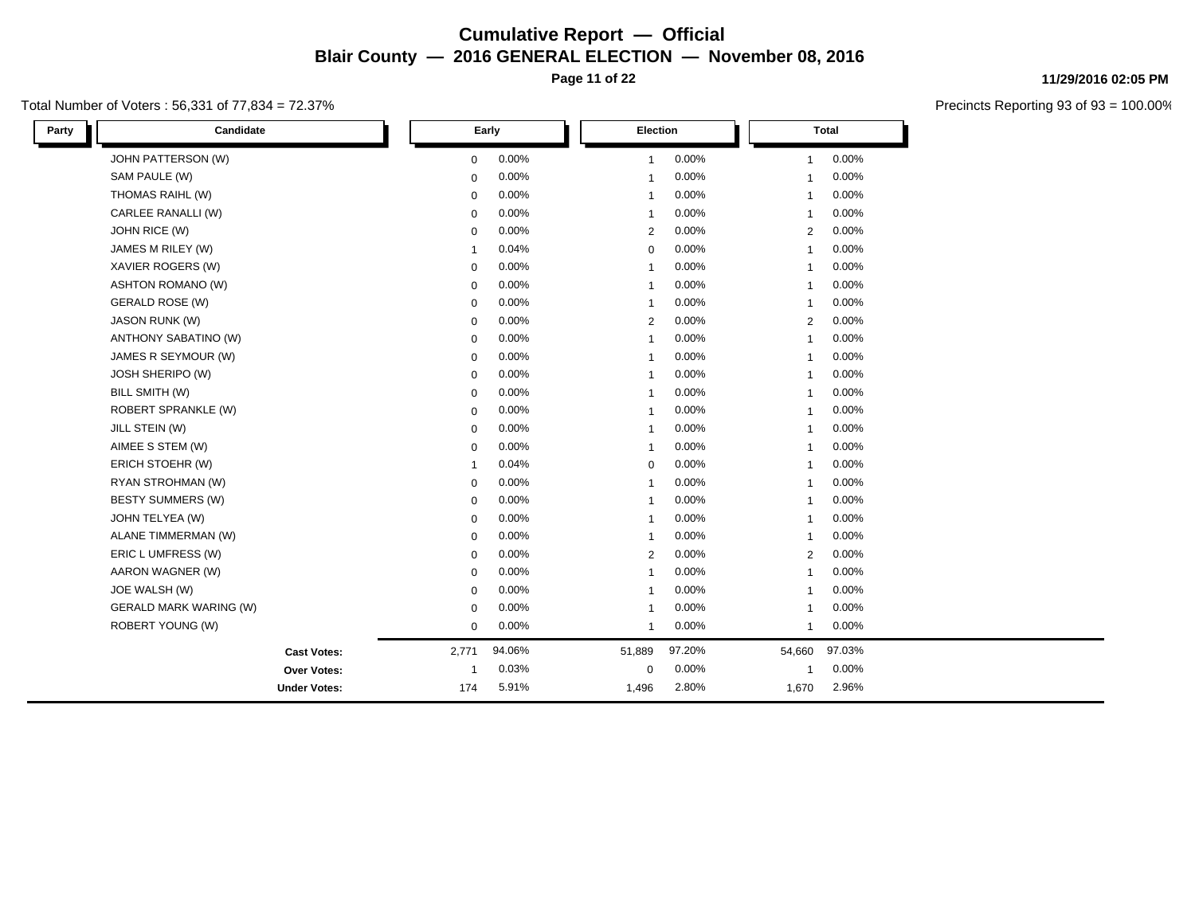# Cumulative Report — Official

## Blair County — 2016 GENERAL ELECTION — November 08, 2016

**11/29/2016 02:05 PM**

Total Number of Voters : 56,331 of 77,834 = 72.37%

Precincts Reporting 93 of 93 = 100.00%

| Party | Candidate | Early | | Election | | Total | |
|---|---|---|---|---|---|---|---|
| | JOHN PATTERSON (W) | 0 | 0.00% | 1 | 0.00% | 1 | 0.00% |
| | SAM PAULE (W) | 0 | 0.00% | 1 | 0.00% | 1 | 0.00% |
| | THOMAS RAIHL (W) | 0 | 0.00% | 1 | 0.00% | 1 | 0.00% |
| | CARLEE RANALLI (W) | 0 | 0.00% | 1 | 0.00% | 1 | 0.00% |
| | JOHN RICE (W) | 0 | 0.00% | 2 | 0.00% | 2 | 0.00% |
| | JAMES M RILEY (W) | 1 | 0.04% | 0 | 0.00% | 1 | 0.00% |
| | XAVIER ROGERS (W) | 0 | 0.00% | 1 | 0.00% | 1 | 0.00% |
| | ASHTON ROMANO (W) | 0 | 0.00% | 1 | 0.00% | 1 | 0.00% |
| | GERALD ROSE (W) | 0 | 0.00% | 1 | 0.00% | 1 | 0.00% |
| | JASON RUNK (W) | 0 | 0.00% | 2 | 0.00% | 2 | 0.00% |
| | ANTHONY SABATINO (W) | 0 | 0.00% | 1 | 0.00% | 1 | 0.00% |
| | JAMES R SEYMOUR (W) | 0 | 0.00% | 1 | 0.00% | 1 | 0.00% |
| | JOSH SHERIPO (W) | 0 | 0.00% | 1 | 0.00% | 1 | 0.00% |
| | BILL SMITH (W) | 0 | 0.00% | 1 | 0.00% | 1 | 0.00% |
| | ROBERT SPRANKLE (W) | 0 | 0.00% | 1 | 0.00% | 1 | 0.00% |
| | JILL STEIN (W) | 0 | 0.00% | 1 | 0.00% | 1 | 0.00% |
| | AIMEE S STEM (W) | 0 | 0.00% | 1 | 0.00% | 1 | 0.00% |
| | ERICH STOEHR (W) | 1 | 0.04% | 0 | 0.00% | 1 | 0.00% |
| | RYAN STROHMAN (W) | 0 | 0.00% | 1 | 0.00% | 1 | 0.00% |
| | BESTY SUMMERS (W) | 0 | 0.00% | 1 | 0.00% | 1 | 0.00% |
| | JOHN TELYEA (W) | 0 | 0.00% | 1 | 0.00% | 1 | 0.00% |
| | ALANE TIMMERMAN (W) | 0 | 0.00% | 1 | 0.00% | 1 | 0.00% |
| | ERIC L UMFRESS (W) | 0 | 0.00% | 2 | 0.00% | 2 | 0.00% |
| | AARON WAGNER (W) | 0 | 0.00% | 1 | 0.00% | 1 | 0.00% |
| | JOE WALSH (W) | 0 | 0.00% | 1 | 0.00% | 1 | 0.00% |
| | GERALD MARK WARING (W) | 0 | 0.00% | 1 | 0.00% | 1 | 0.00% |
| | ROBERT YOUNG (W) | 0 | 0.00% | 1 | 0.00% | 1 | 0.00% |
| | **Cast Votes:** | 2,771 | 94.06% | 51,889 | 97.20% | 54,660 | 97.03% |
| | **Over Votes:** | 1 | 0.03% | 0 | 0.00% | 1 | 0.00% |
| | **Under Votes:** | 174 | 5.91% | 1,496 | 2.80% | 1,670 | 2.96% |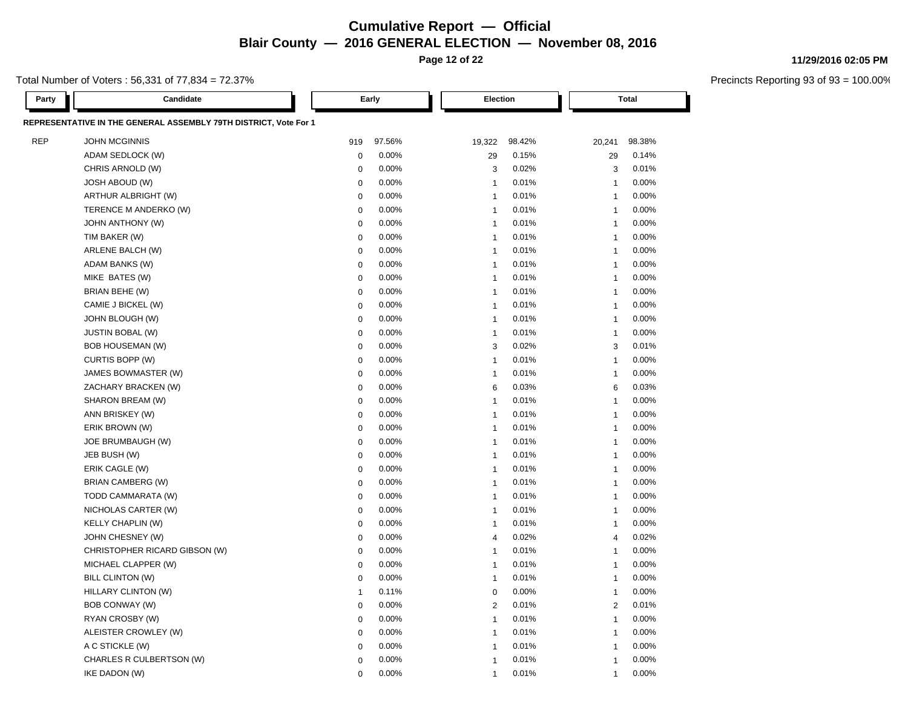# Cumulative Report — Official

## Blair County — 2016 GENERAL ELECTION — November 08, 2016

11/29/2016 02:05 PM

Total Number of Voters : 56,331 of 77,834 = 72.37%

Precincts Reporting 93 of 93 = 100.00%

### REPRESENTATIVE IN THE GENERAL ASSEMBLY 79TH DISTRICT, Vote For 1

| Party | Candidate | Early | | Election | | Total | |
|---|---|---|---|---|---|---|---|
| REP | JOHN MCGINNIS | 919 | 97.56% | 19,322 | 98.42% | 20,241 | 98.38% |
| | ADAM SEDLOCK (W) | 0 | 0.00% | 29 | 0.15% | 29 | 0.14% |
| | CHRIS ARNOLD (W) | 0 | 0.00% | 3 | 0.02% | 3 | 0.01% |
| | JOSH ABOUD (W) | 0 | 0.00% | 1 | 0.01% | 1 | 0.00% |
| | ARTHUR ALBRIGHT (W) | 0 | 0.00% | 1 | 0.01% | 1 | 0.00% |
| | TERENCE M ANDERKO (W) | 0 | 0.00% | 1 | 0.01% | 1 | 0.00% |
| | JOHN ANTHONY (W) | 0 | 0.00% | 1 | 0.01% | 1 | 0.00% |
| | TIM BAKER (W) | 0 | 0.00% | 1 | 0.01% | 1 | 0.00% |
| | ARLENE BALCH (W) | 0 | 0.00% | 1 | 0.01% | 1 | 0.00% |
| | ADAM BANKS (W) | 0 | 0.00% | 1 | 0.01% | 1 | 0.00% |
| | MIKE BATES (W) | 0 | 0.00% | 1 | 0.01% | 1 | 0.00% |
| | BRIAN BEHE (W) | 0 | 0.00% | 1 | 0.01% | 1 | 0.00% |
| | CAMIE J BICKEL (W) | 0 | 0.00% | 1 | 0.01% | 1 | 0.00% |
| | JOHN BLOUGH (W) | 0 | 0.00% | 1 | 0.01% | 1 | 0.00% |
| | JUSTIN BOBAL (W) | 0 | 0.00% | 1 | 0.01% | 1 | 0.00% |
| | BOB HOUSEMAN (W) | 0 | 0.00% | 3 | 0.02% | 3 | 0.01% |
| | CURTIS BOPP (W) | 0 | 0.00% | 1 | 0.01% | 1 | 0.00% |
| | JAMES BOWMASTER (W) | 0 | 0.00% | 1 | 0.01% | 1 | 0.00% |
| | ZACHARY BRACKEN (W) | 0 | 0.00% | 6 | 0.03% | 6 | 0.03% |
| | SHARON BREAM (W) | 0 | 0.00% | 1 | 0.01% | 1 | 0.00% |
| | ANN BRISKEY (W) | 0 | 0.00% | 1 | 0.01% | 1 | 0.00% |
| | ERIK BROWN (W) | 0 | 0.00% | 1 | 0.01% | 1 | 0.00% |
| | JOE BRUMBAUGH (W) | 0 | 0.00% | 1 | 0.01% | 1 | 0.00% |
| | JEB BUSH (W) | 0 | 0.00% | 1 | 0.01% | 1 | 0.00% |
| | ERIK CAGLE (W) | 0 | 0.00% | 1 | 0.01% | 1 | 0.00% |
| | BRIAN CAMBERG (W) | 0 | 0.00% | 1 | 0.01% | 1 | 0.00% |
| | TODD CAMMARATA (W) | 0 | 0.00% | 1 | 0.01% | 1 | 0.00% |
| | NICHOLAS CARTER (W) | 0 | 0.00% | 1 | 0.01% | 1 | 0.00% |
| | KELLY CHAPLIN (W) | 0 | 0.00% | 1 | 0.01% | 1 | 0.00% |
| | JOHN CHESNEY (W) | 0 | 0.00% | 4 | 0.02% | 4 | 0.02% |
| | CHRISTOPHER RICARD GIBSON (W) | 0 | 0.00% | 1 | 0.01% | 1 | 0.00% |
| | MICHAEL CLAPPER (W) | 0 | 0.00% | 1 | 0.01% | 1 | 0.00% |
| | BILL CLINTON (W) | 0 | 0.00% | 1 | 0.01% | 1 | 0.00% |
| | HILLARY CLINTON (W) | 1 | 0.11% | 0 | 0.00% | 1 | 0.00% |
| | BOB CONWAY (W) | 0 | 0.00% | 2 | 0.01% | 2 | 0.01% |
| | RYAN CROSBY (W) | 0 | 0.00% | 1 | 0.01% | 1 | 0.00% |
| | ALEISTER CROWLEY (W) | 0 | 0.00% | 1 | 0.01% | 1 | 0.00% |
| | A C STICKLE (W) | 0 | 0.00% | 1 | 0.01% | 1 | 0.00% |
| | CHARLES R CULBERTSON (W) | 0 | 0.00% | 1 | 0.01% | 1 | 0.00% |
| | IKE DADON (W) | 0 | 0.00% | 1 | 0.01% | 1 | 0.00% |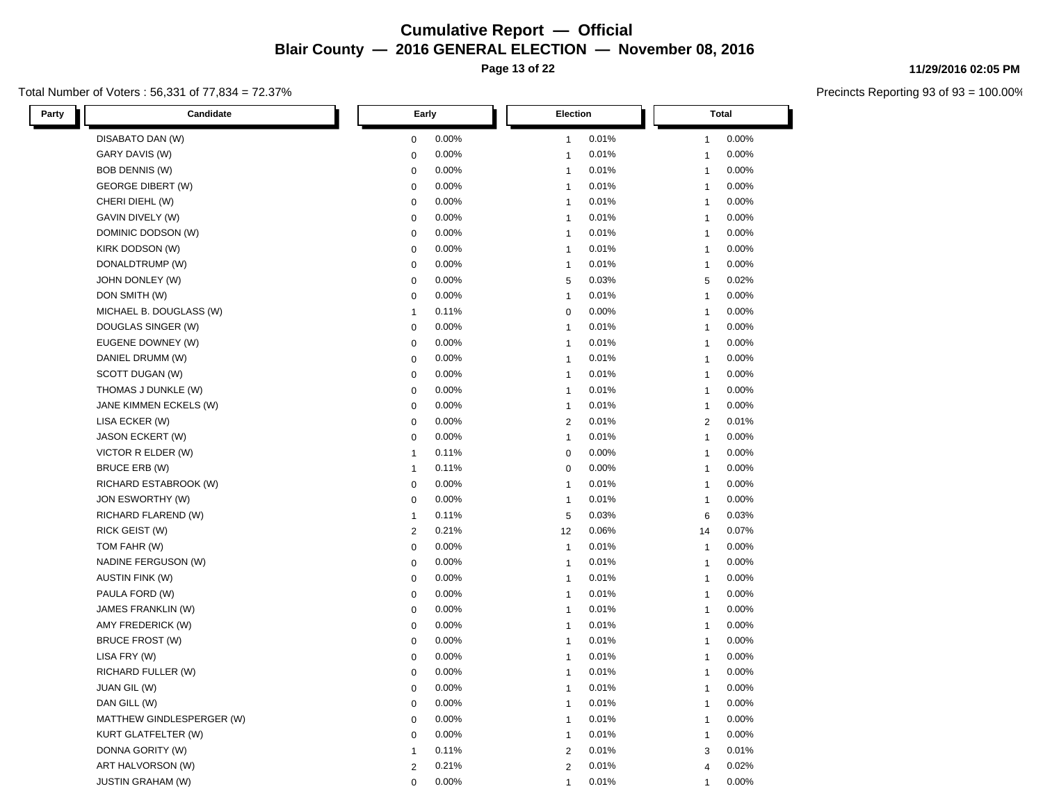# Cumulative Report — Official

## Blair County — 2016 GENERAL ELECTION — November 08, 2016

11/29/2016 02:05 PM

Total Number of Voters : 56,331 of 77,834 = 72.37%

Precincts Reporting 93 of 93 = 100.00%

| Party | Candidate | Early | | Election | | Total | |
|---|---|---|---|---|---|---|---|
| | DISABATO DAN (W) | 0 | 0.00% | 1 | 0.01% | 1 | 0.00% |
| | GARY DAVIS (W) | 0 | 0.00% | 1 | 0.01% | 1 | 0.00% |
| | BOB DENNIS (W) | 0 | 0.00% | 1 | 0.01% | 1 | 0.00% |
| | GEORGE DIBERT (W) | 0 | 0.00% | 1 | 0.01% | 1 | 0.00% |
| | CHERI DIEHL (W) | 0 | 0.00% | 1 | 0.01% | 1 | 0.00% |
| | GAVIN DIVELY (W) | 0 | 0.00% | 1 | 0.01% | 1 | 0.00% |
| | DOMINIC DODSON (W) | 0 | 0.00% | 1 | 0.01% | 1 | 0.00% |
| | KIRK DODSON (W) | 0 | 0.00% | 1 | 0.01% | 1 | 0.00% |
| | DONALDTRUMP (W) | 0 | 0.00% | 1 | 0.01% | 1 | 0.00% |
| | JOHN DONLEY (W) | 0 | 0.00% | 5 | 0.03% | 5 | 0.02% |
| | DON SMITH (W) | 0 | 0.00% | 1 | 0.01% | 1 | 0.00% |
| | MICHAEL B. DOUGLASS (W) | 1 | 0.11% | 0 | 0.00% | 1 | 0.00% |
| | DOUGLAS SINGER (W) | 0 | 0.00% | 1 | 0.01% | 1 | 0.00% |
| | EUGENE DOWNEY (W) | 0 | 0.00% | 1 | 0.01% | 1 | 0.00% |
| | DANIEL DRUMM (W) | 0 | 0.00% | 1 | 0.01% | 1 | 0.00% |
| | SCOTT DUGAN (W) | 0 | 0.00% | 1 | 0.01% | 1 | 0.00% |
| | THOMAS J DUNKLE (W) | 0 | 0.00% | 1 | 0.01% | 1 | 0.00% |
| | JANE KIMMEN ECKELS (W) | 0 | 0.00% | 1 | 0.01% | 1 | 0.00% |
| | LISA ECKER (W) | 0 | 0.00% | 2 | 0.01% | 2 | 0.01% |
| | JASON ECKERT (W) | 0 | 0.00% | 1 | 0.01% | 1 | 0.00% |
| | VICTOR R ELDER (W) | 1 | 0.11% | 0 | 0.00% | 1 | 0.00% |
| | BRUCE ERB (W) | 1 | 0.11% | 0 | 0.00% | 1 | 0.00% |
| | RICHARD ESTABROOK (W) | 0 | 0.00% | 1 | 0.01% | 1 | 0.00% |
| | JON ESWORTHY (W) | 0 | 0.00% | 1 | 0.01% | 1 | 0.00% |
| | RICHARD FLAREND (W) | 1 | 0.11% | 5 | 0.03% | 6 | 0.03% |
| | RICK GEIST (W) | 2 | 0.21% | 12 | 0.06% | 14 | 0.07% |
| | TOM FAHR (W) | 0 | 0.00% | 1 | 0.01% | 1 | 0.00% |
| | NADINE FERGUSON (W) | 0 | 0.00% | 1 | 0.01% | 1 | 0.00% |
| | AUSTIN FINK (W) | 0 | 0.00% | 1 | 0.01% | 1 | 0.00% |
| | PAULA FORD (W) | 0 | 0.00% | 1 | 0.01% | 1 | 0.00% |
| | JAMES FRANKLIN (W) | 0 | 0.00% | 1 | 0.01% | 1 | 0.00% |
| | AMY FREDERICK (W) | 0 | 0.00% | 1 | 0.01% | 1 | 0.00% |
| | BRUCE FROST (W) | 0 | 0.00% | 1 | 0.01% | 1 | 0.00% |
| | LISA FRY (W) | 0 | 0.00% | 1 | 0.01% | 1 | 0.00% |
| | RICHARD FULLER (W) | 0 | 0.00% | 1 | 0.01% | 1 | 0.00% |
| | JUAN GIL (W) | 0 | 0.00% | 1 | 0.01% | 1 | 0.00% |
| | DAN GILL (W) | 0 | 0.00% | 1 | 0.01% | 1 | 0.00% |
| | MATTHEW GINDLESPERGER (W) | 0 | 0.00% | 1 | 0.01% | 1 | 0.00% |
| | KURT GLATFELTER (W) | 0 | 0.00% | 1 | 0.01% | 1 | 0.00% |
| | DONNA GORITY (W) | 1 | 0.11% | 2 | 0.01% | 3 | 0.01% |
| | ART HALVORSON (W) | 2 | 0.21% | 2 | 0.01% | 4 | 0.02% |
| | JUSTIN GRAHAM (W) | 0 | 0.00% | 1 | 0.01% | 1 | 0.00% |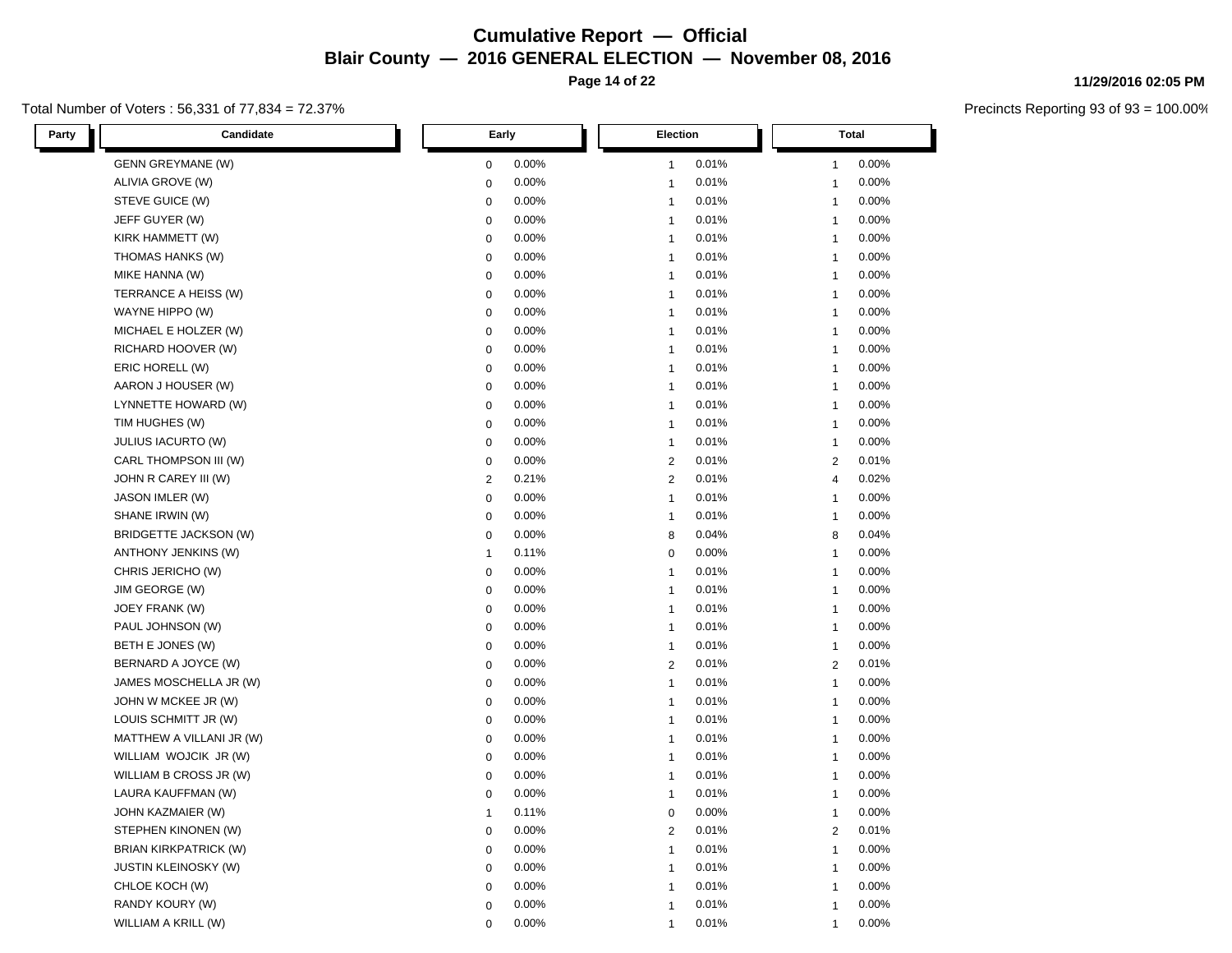# Cumulative Report — Official

**Blair County — 2016 GENERAL ELECTION — November 08, 2016**

**11/29/2016 02:05 PM**

Total Number of Voters : 56,331 of 77,834 = 72.37%

Precincts Reporting 93 of 93 = 100.00%

| Party | Candidate | Early | | Election | | Total | |
|---|---|---|---|---|---|---|---|
| | GENN GREYMANE (W) | 0 | 0.00% | 1 | 0.01% | 1 | 0.00% |
| | ALIVIA GROVE (W) | 0 | 0.00% | 1 | 0.01% | 1 | 0.00% |
| | STEVE GUICE (W) | 0 | 0.00% | 1 | 0.01% | 1 | 0.00% |
| | JEFF GUYER (W) | 0 | 0.00% | 1 | 0.01% | 1 | 0.00% |
| | KIRK HAMMETT (W) | 0 | 0.00% | 1 | 0.01% | 1 | 0.00% |
| | THOMAS HANKS (W) | 0 | 0.00% | 1 | 0.01% | 1 | 0.00% |
| | MIKE HANNA (W) | 0 | 0.00% | 1 | 0.01% | 1 | 0.00% |
| | TERRANCE A HEISS (W) | 0 | 0.00% | 1 | 0.01% | 1 | 0.00% |
| | WAYNE HIPPO (W) | 0 | 0.00% | 1 | 0.01% | 1 | 0.00% |
| | MICHAEL E HOLZER (W) | 0 | 0.00% | 1 | 0.01% | 1 | 0.00% |
| | RICHARD HOOVER (W) | 0 | 0.00% | 1 | 0.01% | 1 | 0.00% |
| | ERIC HORELL (W) | 0 | 0.00% | 1 | 0.01% | 1 | 0.00% |
| | AARON J HOUSER (W) | 0 | 0.00% | 1 | 0.01% | 1 | 0.00% |
| | LYNNETTE HOWARD (W) | 0 | 0.00% | 1 | 0.01% | 1 | 0.00% |
| | TIM HUGHES (W) | 0 | 0.00% | 1 | 0.01% | 1 | 0.00% |
| | JULIUS IACURTO (W) | 0 | 0.00% | 1 | 0.01% | 1 | 0.00% |
| | CARL THOMPSON III (W) | 0 | 0.00% | 2 | 0.01% | 2 | 0.01% |
| | JOHN R CAREY III (W) | 2 | 0.21% | 2 | 0.01% | 4 | 0.02% |
| | JASON IMLER (W) | 0 | 0.00% | 1 | 0.01% | 1 | 0.00% |
| | SHANE IRWIN (W) | 0 | 0.00% | 1 | 0.01% | 1 | 0.00% |
| | BRIDGETTE JACKSON (W) | 0 | 0.00% | 8 | 0.04% | 8 | 0.04% |
| | ANTHONY JENKINS (W) | 1 | 0.11% | 0 | 0.00% | 1 | 0.00% |
| | CHRIS JERICHO (W) | 0 | 0.00% | 1 | 0.01% | 1 | 0.00% |
| | JIM GEORGE (W) | 0 | 0.00% | 1 | 0.01% | 1 | 0.00% |
| | JOEY FRANK (W) | 0 | 0.00% | 1 | 0.01% | 1 | 0.00% |
| | PAUL JOHNSON (W) | 0 | 0.00% | 1 | 0.01% | 1 | 0.00% |
| | BETH E JONES (W) | 0 | 0.00% | 1 | 0.01% | 1 | 0.00% |
| | BERNARD A JOYCE (W) | 0 | 0.00% | 2 | 0.01% | 2 | 0.01% |
| | JAMES MOSCHELLA JR (W) | 0 | 0.00% | 1 | 0.01% | 1 | 0.00% |
| | JOHN W MCKEE JR (W) | 0 | 0.00% | 1 | 0.01% | 1 | 0.00% |
| | LOUIS SCHMITT JR (W) | 0 | 0.00% | 1 | 0.01% | 1 | 0.00% |
| | MATTHEW A VILLANI JR (W) | 0 | 0.00% | 1 | 0.01% | 1 | 0.00% |
| | WILLIAM WOJCIK JR (W) | 0 | 0.00% | 1 | 0.01% | 1 | 0.00% |
| | WILLIAM B CROSS JR (W) | 0 | 0.00% | 1 | 0.01% | 1 | 0.00% |
| | LAURA KAUFFMAN (W) | 0 | 0.00% | 1 | 0.01% | 1 | 0.00% |
| | JOHN KAZMAIER (W) | 1 | 0.11% | 0 | 0.00% | 1 | 0.00% |
| | STEPHEN KINONEN (W) | 0 | 0.00% | 2 | 0.01% | 2 | 0.01% |
| | BRIAN KIRKPATRICK (W) | 0 | 0.00% | 1 | 0.01% | 1 | 0.00% |
| | JUSTIN KLEINOSKY (W) | 0 | 0.00% | 1 | 0.01% | 1 | 0.00% |
| | CHLOE KOCH (W) | 0 | 0.00% | 1 | 0.01% | 1 | 0.00% |
| | RANDY KOURY (W) | 0 | 0.00% | 1 | 0.01% | 1 | 0.00% |
| | WILLIAM A KRILL (W) | 0 | 0.00% | 1 | 0.01% | 1 | 0.00% |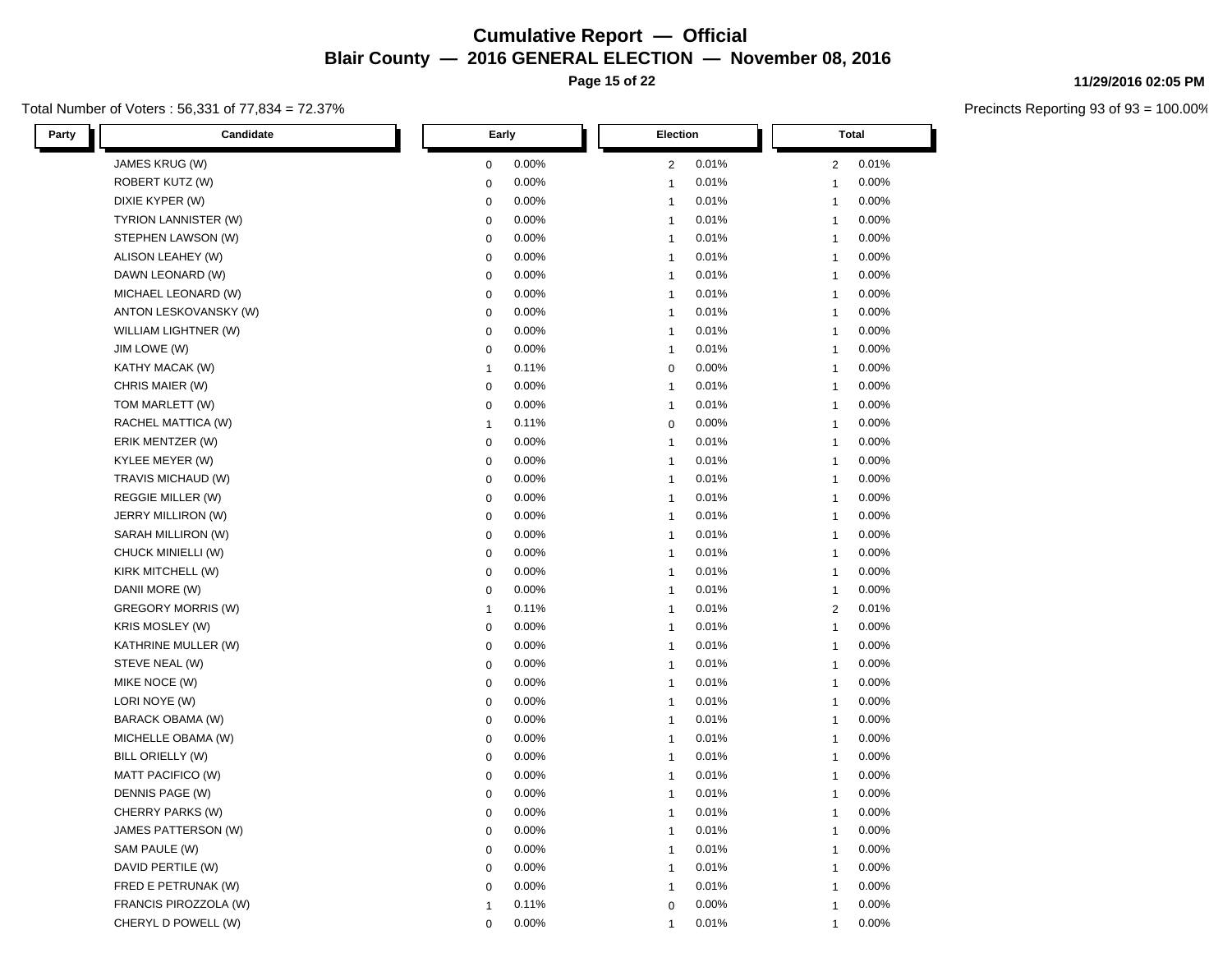# Cumulative Report — Official

## Blair County — 2016 GENERAL ELECTION — November 08, 2016

**11/29/2016 02:05 PM**

Total Number of Voters : 56,331 of 77,834 = 72.37%

Precincts Reporting 93 of 93 = 100.00%

| Party | Candidate | Early | | Election | | Total | |
|---|---|---|---|---|---|---|---|
| | JAMES KRUG (W) | 0 | 0.00% | 2 | 0.01% | 2 | 0.01% |
| | ROBERT KUTZ (W) | 0 | 0.00% | 1 | 0.01% | 1 | 0.00% |
| | DIXIE KYPER (W) | 0 | 0.00% | 1 | 0.01% | 1 | 0.00% |
| | TYRION LANNISTER (W) | 0 | 0.00% | 1 | 0.01% | 1 | 0.00% |
| | STEPHEN LAWSON (W) | 0 | 0.00% | 1 | 0.01% | 1 | 0.00% |
| | ALISON LEAHEY (W) | 0 | 0.00% | 1 | 0.01% | 1 | 0.00% |
| | DAWN LEONARD (W) | 0 | 0.00% | 1 | 0.01% | 1 | 0.00% |
| | MICHAEL LEONARD (W) | 0 | 0.00% | 1 | 0.01% | 1 | 0.00% |
| | ANTON LESKOVANSKY (W) | 0 | 0.00% | 1 | 0.01% | 1 | 0.00% |
| | WILLIAM LIGHTNER (W) | 0 | 0.00% | 1 | 0.01% | 1 | 0.00% |
| | JIM LOWE (W) | 0 | 0.00% | 1 | 0.01% | 1 | 0.00% |
| | KATHY MACAK (W) | 1 | 0.11% | 0 | 0.00% | 1 | 0.00% |
| | CHRIS MAIER (W) | 0 | 0.00% | 1 | 0.01% | 1 | 0.00% |
| | TOM MARLETT (W) | 0 | 0.00% | 1 | 0.01% | 1 | 0.00% |
| | RACHEL MATTICA (W) | 1 | 0.11% | 0 | 0.00% | 1 | 0.00% |
| | ERIK MENTZER (W) | 0 | 0.00% | 1 | 0.01% | 1 | 0.00% |
| | KYLEE MEYER (W) | 0 | 0.00% | 1 | 0.01% | 1 | 0.00% |
| | TRAVIS MICHAUD (W) | 0 | 0.00% | 1 | 0.01% | 1 | 0.00% |
| | REGGIE MILLER (W) | 0 | 0.00% | 1 | 0.01% | 1 | 0.00% |
| | JERRY MILLIRON (W) | 0 | 0.00% | 1 | 0.01% | 1 | 0.00% |
| | SARAH MILLIRON (W) | 0 | 0.00% | 1 | 0.01% | 1 | 0.00% |
| | CHUCK MINIELLI (W) | 0 | 0.00% | 1 | 0.01% | 1 | 0.00% |
| | KIRK MITCHELL (W) | 0 | 0.00% | 1 | 0.01% | 1 | 0.00% |
| | DANII MORE (W) | 0 | 0.00% | 1 | 0.01% | 1 | 0.00% |
| | GREGORY MORRIS (W) | 1 | 0.11% | 1 | 0.01% | 2 | 0.01% |
| | KRIS MOSLEY (W) | 0 | 0.00% | 1 | 0.01% | 1 | 0.00% |
| | KATHRINE MULLER (W) | 0 | 0.00% | 1 | 0.01% | 1 | 0.00% |
| | STEVE NEAL (W) | 0 | 0.00% | 1 | 0.01% | 1 | 0.00% |
| | MIKE NOCE (W) | 0 | 0.00% | 1 | 0.01% | 1 | 0.00% |
| | LORI NOYE (W) | 0 | 0.00% | 1 | 0.01% | 1 | 0.00% |
| | BARACK OBAMA (W) | 0 | 0.00% | 1 | 0.01% | 1 | 0.00% |
| | MICHELLE OBAMA (W) | 0 | 0.00% | 1 | 0.01% | 1 | 0.00% |
| | BILL ORIELLY (W) | 0 | 0.00% | 1 | 0.01% | 1 | 0.00% |
| | MATT PACIFICO (W) | 0 | 0.00% | 1 | 0.01% | 1 | 0.00% |
| | DENNIS PAGE (W) | 0 | 0.00% | 1 | 0.01% | 1 | 0.00% |
| | CHERRY PARKS (W) | 0 | 0.00% | 1 | 0.01% | 1 | 0.00% |
| | JAMES PATTERSON (W) | 0 | 0.00% | 1 | 0.01% | 1 | 0.00% |
| | SAM PAULE (W) | 0 | 0.00% | 1 | 0.01% | 1 | 0.00% |
| | DAVID PERTILE (W) | 0 | 0.00% | 1 | 0.01% | 1 | 0.00% |
| | FRED E PETRUNAK (W) | 0 | 0.00% | 1 | 0.01% | 1 | 0.00% |
| | FRANCIS PIROZZOLA (W) | 1 | 0.11% | 0 | 0.00% | 1 | 0.00% |
| | CHERYL D POWELL (W) | 0 | 0.00% | 1 | 0.01% | 1 | 0.00% |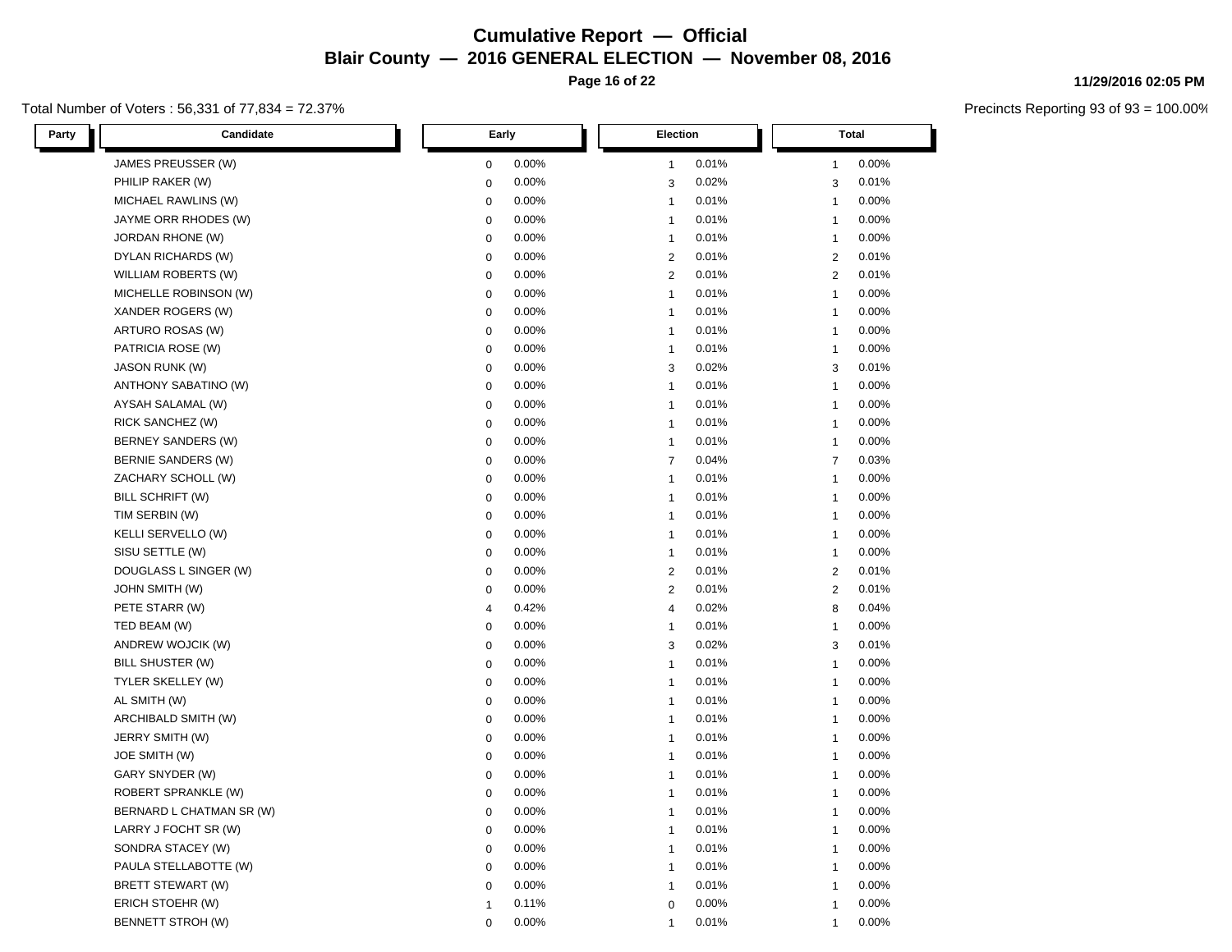# Cumulative Report — Official

## Blair County — 2016 GENERAL ELECTION — November 08, 2016

11/29/2016 02:05 PM

Total Number of Voters : 56,331 of 77,834 = 72.37%

Precincts Reporting 93 of 93 = 100.00%

| Party | Candidate | Early | | Election | | Total | |
|---|---|---|---|---|---|---|---|
| | JAMES PREUSSER (W) | 0 | 0.00% | 1 | 0.01% | 1 | 0.00% |
| | PHILIP RAKER (W) | 0 | 0.00% | 3 | 0.02% | 3 | 0.01% |
| | MICHAEL RAWLINS (W) | 0 | 0.00% | 1 | 0.01% | 1 | 0.00% |
| | JAYME ORR RHODES (W) | 0 | 0.00% | 1 | 0.01% | 1 | 0.00% |
| | JORDAN RHONE (W) | 0 | 0.00% | 1 | 0.01% | 1 | 0.00% |
| | DYLAN RICHARDS (W) | 0 | 0.00% | 2 | 0.01% | 2 | 0.01% |
| | WILLIAM ROBERTS (W) | 0 | 0.00% | 2 | 0.01% | 2 | 0.01% |
| | MICHELLE ROBINSON (W) | 0 | 0.00% | 1 | 0.01% | 1 | 0.00% |
| | XANDER ROGERS (W) | 0 | 0.00% | 1 | 0.01% | 1 | 0.00% |
| | ARTURO ROSAS (W) | 0 | 0.00% | 1 | 0.01% | 1 | 0.00% |
| | PATRICIA ROSE (W) | 0 | 0.00% | 1 | 0.01% | 1 | 0.00% |
| | JASON RUNK (W) | 0 | 0.00% | 3 | 0.02% | 3 | 0.01% |
| | ANTHONY SABATINO (W) | 0 | 0.00% | 1 | 0.01% | 1 | 0.00% |
| | AYSAH SALAMAL (W) | 0 | 0.00% | 1 | 0.01% | 1 | 0.00% |
| | RICK SANCHEZ (W) | 0 | 0.00% | 1 | 0.01% | 1 | 0.00% |
| | BERNEY SANDERS (W) | 0 | 0.00% | 1 | 0.01% | 1 | 0.00% |
| | BERNIE SANDERS (W) | 0 | 0.00% | 7 | 0.04% | 7 | 0.03% |
| | ZACHARY SCHOLL (W) | 0 | 0.00% | 1 | 0.01% | 1 | 0.00% |
| | BILL SCHRIFT (W) | 0 | 0.00% | 1 | 0.01% | 1 | 0.00% |
| | TIM SERBIN (W) | 0 | 0.00% | 1 | 0.01% | 1 | 0.00% |
| | KELLI SERVELLO (W) | 0 | 0.00% | 1 | 0.01% | 1 | 0.00% |
| | SISU SETTLE (W) | 0 | 0.00% | 1 | 0.01% | 1 | 0.00% |
| | DOUGLASS L SINGER (W) | 0 | 0.00% | 2 | 0.01% | 2 | 0.01% |
| | JOHN SMITH (W) | 0 | 0.00% | 2 | 0.01% | 2 | 0.01% |
| | PETE STARR (W) | 4 | 0.42% | 4 | 0.02% | 8 | 0.04% |
| | TED BEAM (W) | 0 | 0.00% | 1 | 0.01% | 1 | 0.00% |
| | ANDREW WOJCIK (W) | 0 | 0.00% | 3 | 0.02% | 3 | 0.01% |
| | BILL SHUSTER (W) | 0 | 0.00% | 1 | 0.01% | 1 | 0.00% |
| | TYLER SKELLEY (W) | 0 | 0.00% | 1 | 0.01% | 1 | 0.00% |
| | AL SMITH (W) | 0 | 0.00% | 1 | 0.01% | 1 | 0.00% |
| | ARCHIBALD SMITH (W) | 0 | 0.00% | 1 | 0.01% | 1 | 0.00% |
| | JERRY SMITH (W) | 0 | 0.00% | 1 | 0.01% | 1 | 0.00% |
| | JOE SMITH (W) | 0 | 0.00% | 1 | 0.01% | 1 | 0.00% |
| | GARY SNYDER (W) | 0 | 0.00% | 1 | 0.01% | 1 | 0.00% |
| | ROBERT SPRANKLE (W) | 0 | 0.00% | 1 | 0.01% | 1 | 0.00% |
| | BERNARD L CHATMAN SR (W) | 0 | 0.00% | 1 | 0.01% | 1 | 0.00% |
| | LARRY J FOCHT SR (W) | 0 | 0.00% | 1 | 0.01% | 1 | 0.00% |
| | SONDRA STACEY (W) | 0 | 0.00% | 1 | 0.01% | 1 | 0.00% |
| | PAULA STELLABOTTE (W) | 0 | 0.00% | 1 | 0.01% | 1 | 0.00% |
| | BRETT STEWART (W) | 0 | 0.00% | 1 | 0.01% | 1 | 0.00% |
| | ERICH STOEHR (W) | 1 | 0.11% | 0 | 0.00% | 1 | 0.00% |
| | BENNETT STROH (W) | 0 | 0.00% | 1 | 0.01% | 1 | 0.00% |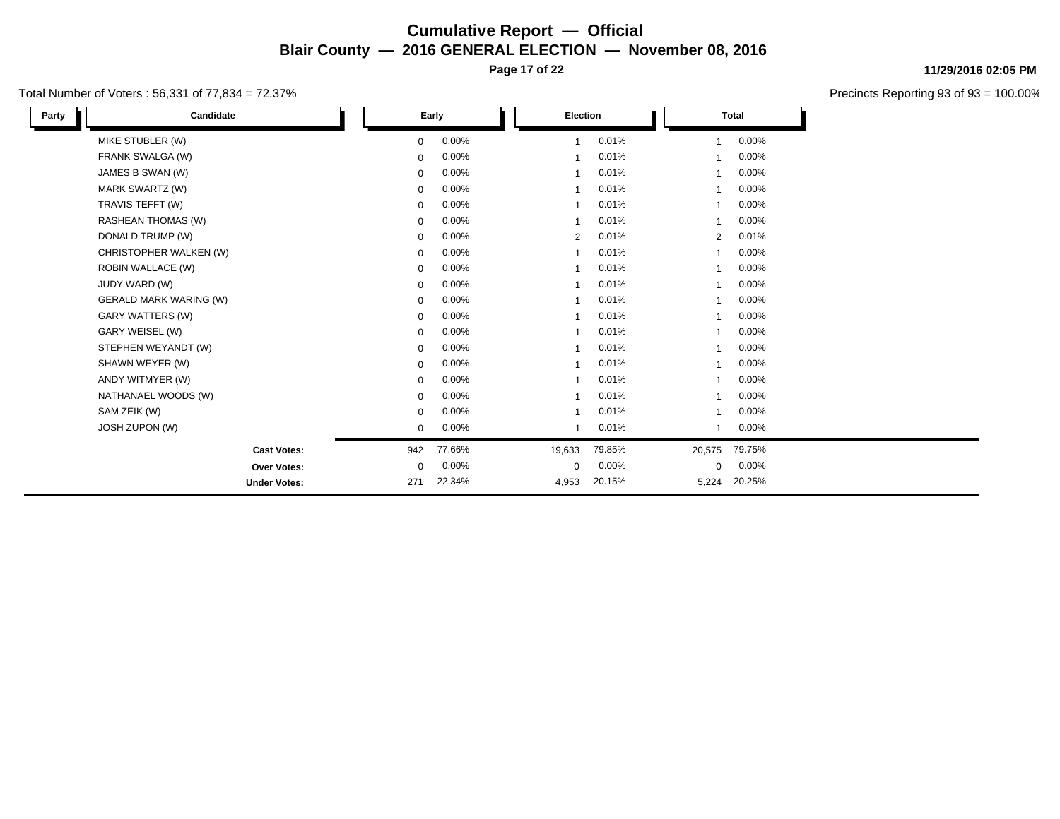# Cumulative Report — Official

## Blair County — 2016 GENERAL ELECTION — November 08, 2016

**11/29/2016 02:05 PM**

Total Number of Voters : 56,331 of 77,834 = 72.37%

Precincts Reporting 93 of 93 = 100.00%

| Party | Candidate | Early | | Election | | Total | |
|---|---|---|---|---|---|---|---|
| | MIKE STUBLER (W) | 0 | 0.00% | 1 | 0.01% | 1 | 0.00% |
| | FRANK SWALGA (W) | 0 | 0.00% | 1 | 0.01% | 1 | 0.00% |
| | JAMES B SWAN (W) | 0 | 0.00% | 1 | 0.01% | 1 | 0.00% |
| | MARK SWARTZ (W) | 0 | 0.00% | 1 | 0.01% | 1 | 0.00% |
| | TRAVIS TEFFT (W) | 0 | 0.00% | 1 | 0.01% | 1 | 0.00% |
| | RASHEAN THOMAS (W) | 0 | 0.00% | 1 | 0.01% | 1 | 0.00% |
| | DONALD TRUMP (W) | 0 | 0.00% | 2 | 0.01% | 2 | 0.01% |
| | CHRISTOPHER WALKEN (W) | 0 | 0.00% | 1 | 0.01% | 1 | 0.00% |
| | ROBIN WALLACE (W) | 0 | 0.00% | 1 | 0.01% | 1 | 0.00% |
| | JUDY WARD (W) | 0 | 0.00% | 1 | 0.01% | 1 | 0.00% |
| | GERALD MARK WARING (W) | 0 | 0.00% | 1 | 0.01% | 1 | 0.00% |
| | GARY WATTERS (W) | 0 | 0.00% | 1 | 0.01% | 1 | 0.00% |
| | GARY WEISEL (W) | 0 | 0.00% | 1 | 0.01% | 1 | 0.00% |
| | STEPHEN WEYANDT (W) | 0 | 0.00% | 1 | 0.01% | 1 | 0.00% |
| | SHAWN WEYER (W) | 0 | 0.00% | 1 | 0.01% | 1 | 0.00% |
| | ANDY WITMYER (W) | 0 | 0.00% | 1 | 0.01% | 1 | 0.00% |
| | NATHANAEL WOODS (W) | 0 | 0.00% | 1 | 0.01% | 1 | 0.00% |
| | SAM ZEIK (W) | 0 | 0.00% | 1 | 0.01% | 1 | 0.00% |
| | JOSH ZUPON (W) | 0 | 0.00% | 1 | 0.01% | 1 | 0.00% |
| | **Cast Votes:** | 942 | 77.66% | 19,633 | 79.85% | 20,575 | 79.75% |
| | **Over Votes:** | 0 | 0.00% | 0 | 0.00% | 0 | 0.00% |
| | **Under Votes:** | 271 | 22.34% | 4,953 | 20.15% | 5,224 | 20.25% |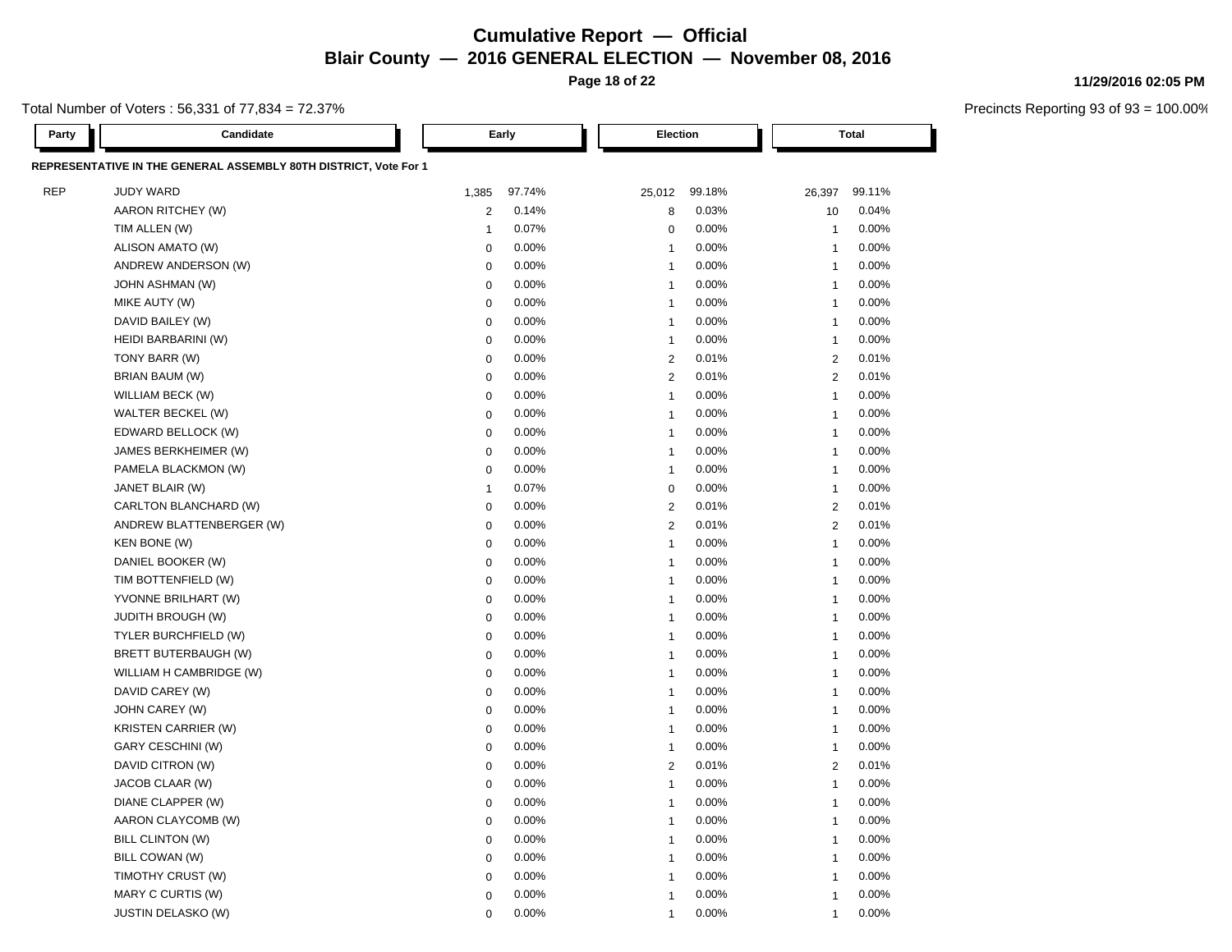# Cumulative Report — Official

## Blair County — 2016 GENERAL ELECTION — November 08, 2016

Total Number of Voters : 56,331 of 77,834 = 72.37%

Precincts Reporting 93 of 93 = 100.00%

| Party | Candidate | Early | | Election | | Total | |
|---|---|---|---|---|---|---|---|
| **REPRESENTATIVE IN THE GENERAL ASSEMBLY 80TH DISTRICT, Vote For 1** | | | | | | | |
| REP | JUDY WARD | 1,385 | 97.74% | 25,012 | 99.18% | 26,397 | 99.11% |
| | AARON RITCHEY (W) | 2 | 0.14% | 8 | 0.03% | 10 | 0.04% |
| | TIM ALLEN (W) | 1 | 0.07% | 0 | 0.00% | 1 | 0.00% |
| | ALISON AMATO (W) | 0 | 0.00% | 1 | 0.00% | 1 | 0.00% |
| | ANDREW ANDERSON (W) | 0 | 0.00% | 1 | 0.00% | 1 | 0.00% |
| | JOHN ASHMAN (W) | 0 | 0.00% | 1 | 0.00% | 1 | 0.00% |
| | MIKE AUTY (W) | 0 | 0.00% | 1 | 0.00% | 1 | 0.00% |
| | DAVID BAILEY (W) | 0 | 0.00% | 1 | 0.00% | 1 | 0.00% |
| | HEIDI BARBARINI (W) | 0 | 0.00% | 1 | 0.00% | 1 | 0.00% |
| | TONY BARR (W) | 0 | 0.00% | 2 | 0.01% | 2 | 0.01% |
| | BRIAN BAUM (W) | 0 | 0.00% | 2 | 0.01% | 2 | 0.01% |
| | WILLIAM BECK (W) | 0 | 0.00% | 1 | 0.00% | 1 | 0.00% |
| | WALTER BECKEL (W) | 0 | 0.00% | 1 | 0.00% | 1 | 0.00% |
| | EDWARD BELLOCK (W) | 0 | 0.00% | 1 | 0.00% | 1 | 0.00% |
| | JAMES BERKHEIMER (W) | 0 | 0.00% | 1 | 0.00% | 1 | 0.00% |
| | PAMELA BLACKMON (W) | 0 | 0.00% | 1 | 0.00% | 1 | 0.00% |
| | JANET BLAIR (W) | 1 | 0.07% | 0 | 0.00% | 1 | 0.00% |
| | CARLTON BLANCHARD (W) | 0 | 0.00% | 2 | 0.01% | 2 | 0.01% |
| | ANDREW BLATTENBERGER (W) | 0 | 0.00% | 2 | 0.01% | 2 | 0.01% |
| | KEN BONE (W) | 0 | 0.00% | 1 | 0.00% | 1 | 0.00% |
| | DANIEL BOOKER (W) | 0 | 0.00% | 1 | 0.00% | 1 | 0.00% |
| | TIM BOTTENFIELD (W) | 0 | 0.00% | 1 | 0.00% | 1 | 0.00% |
| | YVONNE BRILHART (W) | 0 | 0.00% | 1 | 0.00% | 1 | 0.00% |
| | JUDITH BROUGH (W) | 0 | 0.00% | 1 | 0.00% | 1 | 0.00% |
| | TYLER BURCHFIELD (W) | 0 | 0.00% | 1 | 0.00% | 1 | 0.00% |
| | BRETT BUTERBAUGH (W) | 0 | 0.00% | 1 | 0.00% | 1 | 0.00% |
| | WILLIAM H CAMBRIDGE (W) | 0 | 0.00% | 1 | 0.00% | 1 | 0.00% |
| | DAVID CAREY (W) | 0 | 0.00% | 1 | 0.00% | 1 | 0.00% |
| | JOHN CAREY (W) | 0 | 0.00% | 1 | 0.00% | 1 | 0.00% |
| | KRISTEN CARRIER (W) | 0 | 0.00% | 1 | 0.00% | 1 | 0.00% |
| | GARY CESCHINI (W) | 0 | 0.00% | 1 | 0.00% | 1 | 0.00% |
| | DAVID CITRON (W) | 0 | 0.00% | 2 | 0.01% | 2 | 0.01% |
| | JACOB CLAAR (W) | 0 | 0.00% | 1 | 0.00% | 1 | 0.00% |
| | DIANE CLAPPER (W) | 0 | 0.00% | 1 | 0.00% | 1 | 0.00% |
| | AARON CLAYCOMB (W) | 0 | 0.00% | 1 | 0.00% | 1 | 0.00% |
| | BILL CLINTON (W) | 0 | 0.00% | 1 | 0.00% | 1 | 0.00% |
| | BILL COWAN (W) | 0 | 0.00% | 1 | 0.00% | 1 | 0.00% |
| | TIMOTHY CRUST (W) | 0 | 0.00% | 1 | 0.00% | 1 | 0.00% |
| | MARY C CURTIS (W) | 0 | 0.00% | 1 | 0.00% | 1 | 0.00% |
| | JUSTIN DELASKO (W) | 0 | 0.00% | 1 | 0.00% | 1 | 0.00% |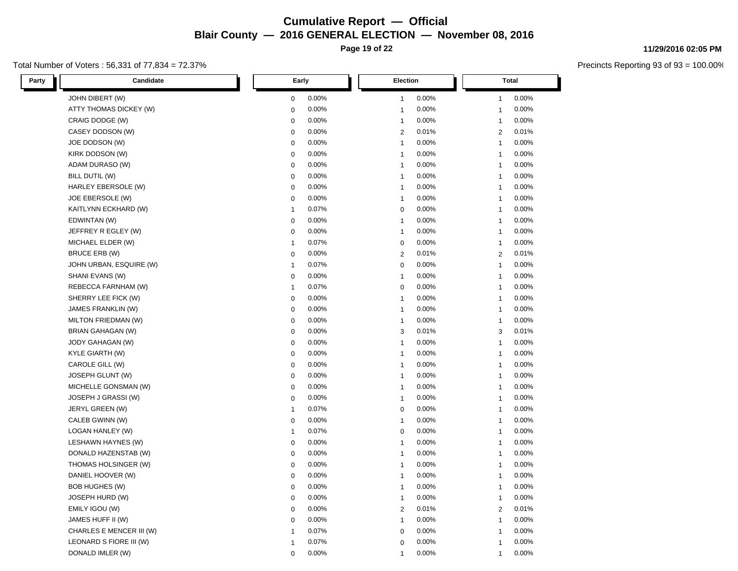# Cumulative Report — Official

## Blair County — 2016 GENERAL ELECTION — November 08, 2016

11/29/2016 02:05 PM

Total Number of Voters : 56,331 of 77,834 = 72.37%

Precincts Reporting 93 of 93 = 100.00%

| Party | Candidate | Early | | Election | | Total | |
|---|---|---|---|---|---|---|---|
| | JOHN DIBERT (W) | 0 | 0.00% | 1 | 0.00% | 1 | 0.00% |
| | ATTY THOMAS DICKEY (W) | 0 | 0.00% | 1 | 0.00% | 1 | 0.00% |
| | CRAIG DODGE (W) | 0 | 0.00% | 1 | 0.00% | 1 | 0.00% |
| | CASEY DODSON (W) | 0 | 0.00% | 2 | 0.01% | 2 | 0.01% |
| | JOE DODSON (W) | 0 | 0.00% | 1 | 0.00% | 1 | 0.00% |
| | KIRK DODSON (W) | 0 | 0.00% | 1 | 0.00% | 1 | 0.00% |
| | ADAM DURASO (W) | 0 | 0.00% | 1 | 0.00% | 1 | 0.00% |
| | BILL DUTIL (W) | 0 | 0.00% | 1 | 0.00% | 1 | 0.00% |
| | HARLEY EBERSOLE (W) | 0 | 0.00% | 1 | 0.00% | 1 | 0.00% |
| | JOE EBERSOLE (W) | 0 | 0.00% | 1 | 0.00% | 1 | 0.00% |
| | KAITLYNN ECKHARD (W) | 1 | 0.07% | 0 | 0.00% | 1 | 0.00% |
| | EDWINTAN (W) | 0 | 0.00% | 1 | 0.00% | 1 | 0.00% |
| | JEFFREY R EGLEY (W) | 0 | 0.00% | 1 | 0.00% | 1 | 0.00% |
| | MICHAEL ELDER (W) | 1 | 0.07% | 0 | 0.00% | 1 | 0.00% |
| | BRUCE ERB (W) | 0 | 0.00% | 2 | 0.01% | 2 | 0.01% |
| | JOHN URBAN, ESQUIRE (W) | 1 | 0.07% | 0 | 0.00% | 1 | 0.00% |
| | SHANI EVANS (W) | 0 | 0.00% | 1 | 0.00% | 1 | 0.00% |
| | REBECCA FARNHAM (W) | 1 | 0.07% | 0 | 0.00% | 1 | 0.00% |
| | SHERRY LEE FICK (W) | 0 | 0.00% | 1 | 0.00% | 1 | 0.00% |
| | JAMES FRANKLIN (W) | 0 | 0.00% | 1 | 0.00% | 1 | 0.00% |
| | MILTON FRIEDMAN (W) | 0 | 0.00% | 1 | 0.00% | 1 | 0.00% |
| | BRIAN GAHAGAN (W) | 0 | 0.00% | 3 | 0.01% | 3 | 0.01% |
| | JODY GAHAGAN (W) | 0 | 0.00% | 1 | 0.00% | 1 | 0.00% |
| | KYLE GIARTH (W) | 0 | 0.00% | 1 | 0.00% | 1 | 0.00% |
| | CAROLE GILL (W) | 0 | 0.00% | 1 | 0.00% | 1 | 0.00% |
| | JOSEPH GLUNT (W) | 0 | 0.00% | 1 | 0.00% | 1 | 0.00% |
| | MICHELLE GONSMAN (W) | 0 | 0.00% | 1 | 0.00% | 1 | 0.00% |
| | JOSEPH J GRASSI (W) | 0 | 0.00% | 1 | 0.00% | 1 | 0.00% |
| | JERYL GREEN (W) | 1 | 0.07% | 0 | 0.00% | 1 | 0.00% |
| | CALEB GWINN (W) | 0 | 0.00% | 1 | 0.00% | 1 | 0.00% |
| | LOGAN HANLEY (W) | 1 | 0.07% | 0 | 0.00% | 1 | 0.00% |
| | LESHAWN HAYNES (W) | 0 | 0.00% | 1 | 0.00% | 1 | 0.00% |
| | DONALD HAZENSTAB (W) | 0 | 0.00% | 1 | 0.00% | 1 | 0.00% |
| | THOMAS HOLSINGER (W) | 0 | 0.00% | 1 | 0.00% | 1 | 0.00% |
| | DANIEL HOOVER (W) | 0 | 0.00% | 1 | 0.00% | 1 | 0.00% |
| | BOB HUGHES (W) | 0 | 0.00% | 1 | 0.00% | 1 | 0.00% |
| | JOSEPH HURD (W) | 0 | 0.00% | 1 | 0.00% | 1 | 0.00% |
| | EMILY IGOU (W) | 0 | 0.00% | 2 | 0.01% | 2 | 0.01% |
| | JAMES HUFF II (W) | 0 | 0.00% | 1 | 0.00% | 1 | 0.00% |
| | CHARLES E MENCER III (W) | 1 | 0.07% | 0 | 0.00% | 1 | 0.00% |
| | LEONARD S FIORE III (W) | 1 | 0.07% | 0 | 0.00% | 1 | 0.00% |
| | DONALD IMLER (W) | 0 | 0.00% | 1 | 0.00% | 1 | 0.00% |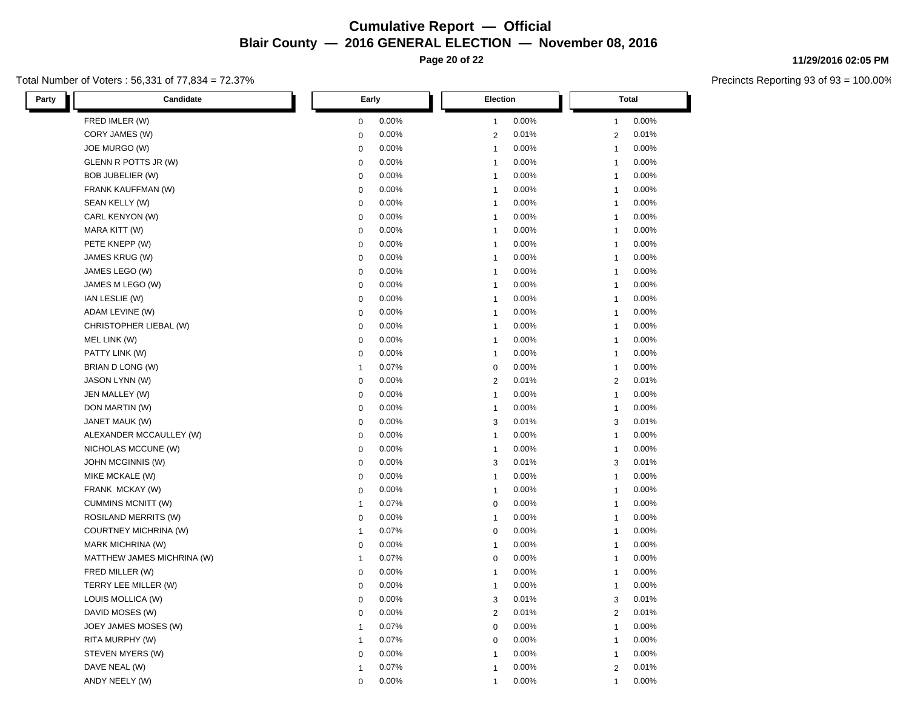# Cumulative Report — Official

## Blair County — 2016 GENERAL ELECTION — November 08, 2016

11/29/2016 02:05 PM

Total Number of Voters : 56,331 of 77,834 = 72.37%

Precincts Reporting 93 of 93 = 100.00%

| Party | Candidate | Early | | Election | | Total | |
|---|---|---|---|---|---|---|---|
| | FRED IMLER (W) | 0 | 0.00% | 1 | 0.00% | 1 | 0.00% |
| | CORY JAMES (W) | 0 | 0.00% | 2 | 0.01% | 2 | 0.01% |
| | JOE MURGO (W) | 0 | 0.00% | 1 | 0.00% | 1 | 0.00% |
| | GLENN R POTTS JR (W) | 0 | 0.00% | 1 | 0.00% | 1 | 0.00% |
| | BOB JUBELIER (W) | 0 | 0.00% | 1 | 0.00% | 1 | 0.00% |
| | FRANK KAUFFMAN (W) | 0 | 0.00% | 1 | 0.00% | 1 | 0.00% |
| | SEAN KELLY (W) | 0 | 0.00% | 1 | 0.00% | 1 | 0.00% |
| | CARL KENYON (W) | 0 | 0.00% | 1 | 0.00% | 1 | 0.00% |
| | MARA KITT (W) | 0 | 0.00% | 1 | 0.00% | 1 | 0.00% |
| | PETE KNEPP (W) | 0 | 0.00% | 1 | 0.00% | 1 | 0.00% |
| | JAMES KRUG (W) | 0 | 0.00% | 1 | 0.00% | 1 | 0.00% |
| | JAMES LEGO (W) | 0 | 0.00% | 1 | 0.00% | 1 | 0.00% |
| | JAMES M LEGO (W) | 0 | 0.00% | 1 | 0.00% | 1 | 0.00% |
| | IAN LESLIE (W) | 0 | 0.00% | 1 | 0.00% | 1 | 0.00% |
| | ADAM LEVINE (W) | 0 | 0.00% | 1 | 0.00% | 1 | 0.00% |
| | CHRISTOPHER LIEBAL (W) | 0 | 0.00% | 1 | 0.00% | 1 | 0.00% |
| | MEL LINK (W) | 0 | 0.00% | 1 | 0.00% | 1 | 0.00% |
| | PATTY LINK (W) | 0 | 0.00% | 1 | 0.00% | 1 | 0.00% |
| | BRIAN D LONG (W) | 1 | 0.07% | 0 | 0.00% | 1 | 0.00% |
| | JASON LYNN (W) | 0 | 0.00% | 2 | 0.01% | 2 | 0.01% |
| | JEN MALLEY (W) | 0 | 0.00% | 1 | 0.00% | 1 | 0.00% |
| | DON MARTIN (W) | 0 | 0.00% | 1 | 0.00% | 1 | 0.00% |
| | JANET MAUK (W) | 0 | 0.00% | 3 | 0.01% | 3 | 0.01% |
| | ALEXANDER MCCAULLEY (W) | 0 | 0.00% | 1 | 0.00% | 1 | 0.00% |
| | NICHOLAS MCCUNE (W) | 0 | 0.00% | 1 | 0.00% | 1 | 0.00% |
| | JOHN MCGINNIS (W) | 0 | 0.00% | 3 | 0.01% | 3 | 0.01% |
| | MIKE MCKALE (W) | 0 | 0.00% | 1 | 0.00% | 1 | 0.00% |
| | FRANK MCKAY (W) | 0 | 0.00% | 1 | 0.00% | 1 | 0.00% |
| | CUMMINS MCNITT (W) | 1 | 0.07% | 0 | 0.00% | 1 | 0.00% |
| | ROSILAND MERRITS (W) | 0 | 0.00% | 1 | 0.00% | 1 | 0.00% |
| | COURTNEY MICHRINA (W) | 1 | 0.07% | 0 | 0.00% | 1 | 0.00% |
| | MARK MICHRINA (W) | 0 | 0.00% | 1 | 0.00% | 1 | 0.00% |
| | MATTHEW JAMES MICHRINA (W) | 1 | 0.07% | 0 | 0.00% | 1 | 0.00% |
| | FRED MILLER (W) | 0 | 0.00% | 1 | 0.00% | 1 | 0.00% |
| | TERRY LEE MILLER (W) | 0 | 0.00% | 1 | 0.00% | 1 | 0.00% |
| | LOUIS MOLLICA (W) | 0 | 0.00% | 3 | 0.01% | 3 | 0.01% |
| | DAVID MOSES (W) | 0 | 0.00% | 2 | 0.01% | 2 | 0.01% |
| | JOEY JAMES MOSES (W) | 1 | 0.07% | 0 | 0.00% | 1 | 0.00% |
| | RITA MURPHY (W) | 1 | 0.07% | 0 | 0.00% | 1 | 0.00% |
| | STEVEN MYERS (W) | 0 | 0.00% | 1 | 0.00% | 1 | 0.00% |
| | DAVE NEAL (W) | 1 | 0.07% | 1 | 0.00% | 2 | 0.01% |
| | ANDY NEELY (W) | 0 | 0.00% | 1 | 0.00% | 1 | 0.00% |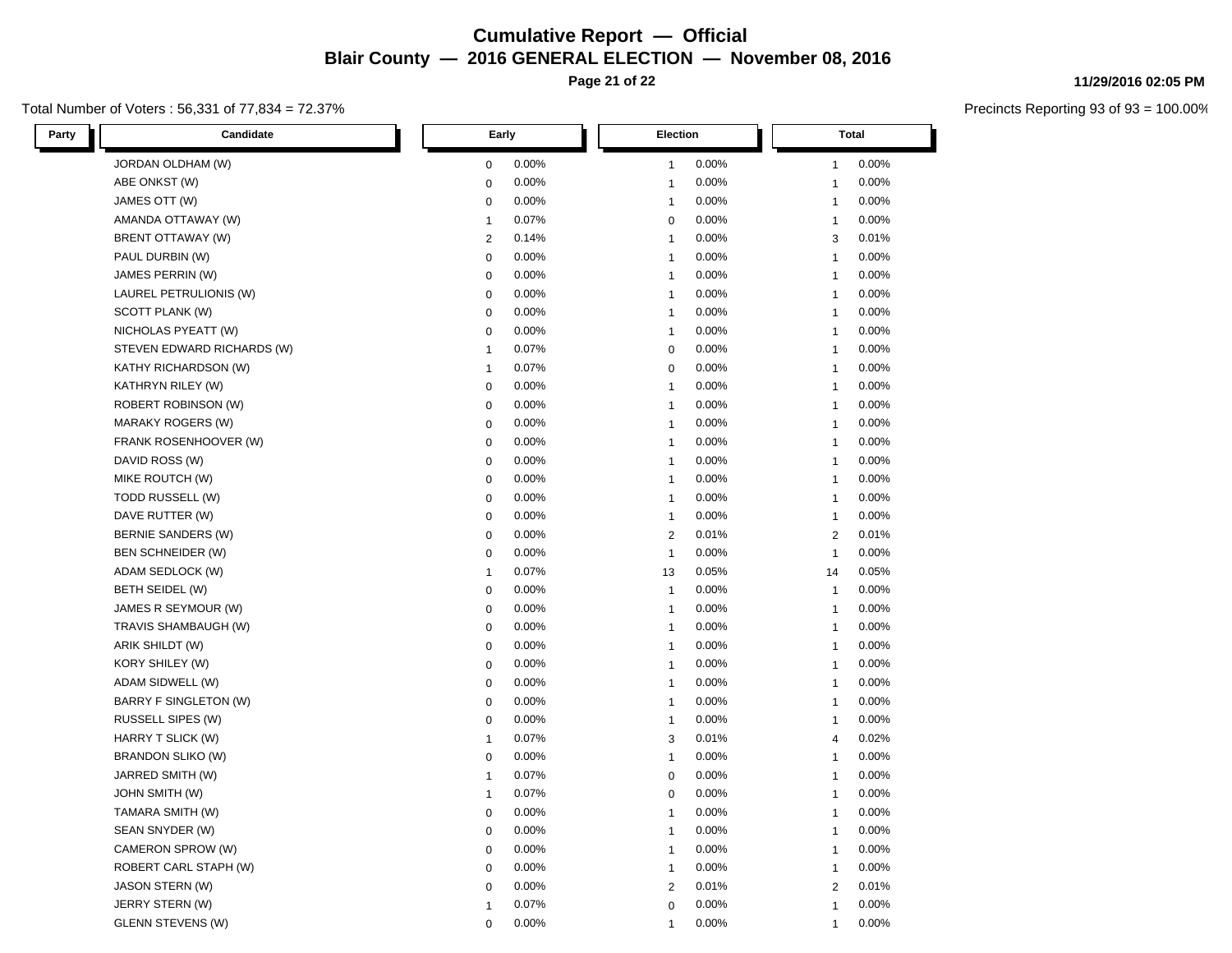# Cumulative Report — Official

## Blair County — 2016 GENERAL ELECTION — November 08, 2016

11/29/2016 02:05 PM

Total Number of Voters : 56,331 of 77,834 = 72.37%

Precincts Reporting 93 of 93 = 100.00%

| Party | Candidate | Early | | Election | | Total | |
|---|---|---|---|---|---|---|---|
| | JORDAN OLDHAM (W) | 0 | 0.00% | 1 | 0.00% | 1 | 0.00% |
| | ABE ONKST (W) | 0 | 0.00% | 1 | 0.00% | 1 | 0.00% |
| | JAMES OTT (W) | 0 | 0.00% | 1 | 0.00% | 1 | 0.00% |
| | AMANDA OTTAWAY (W) | 1 | 0.07% | 0 | 0.00% | 1 | 0.00% |
| | BRENT OTTAWAY (W) | 2 | 0.14% | 1 | 0.00% | 3 | 0.01% |
| | PAUL DURBIN (W) | 0 | 0.00% | 1 | 0.00% | 1 | 0.00% |
| | JAMES PERRIN (W) | 0 | 0.00% | 1 | 0.00% | 1 | 0.00% |
| | LAUREL PETRULIONIS (W) | 0 | 0.00% | 1 | 0.00% | 1 | 0.00% |
| | SCOTT PLANK (W) | 0 | 0.00% | 1 | 0.00% | 1 | 0.00% |
| | NICHOLAS PYEATT (W) | 0 | 0.00% | 1 | 0.00% | 1 | 0.00% |
| | STEVEN EDWARD RICHARDS (W) | 1 | 0.07% | 0 | 0.00% | 1 | 0.00% |
| | KATHY RICHARDSON (W) | 1 | 0.07% | 0 | 0.00% | 1 | 0.00% |
| | KATHRYN RILEY (W) | 0 | 0.00% | 1 | 0.00% | 1 | 0.00% |
| | ROBERT ROBINSON (W) | 0 | 0.00% | 1 | 0.00% | 1 | 0.00% |
| | MARAKY ROGERS (W) | 0 | 0.00% | 1 | 0.00% | 1 | 0.00% |
| | FRANK ROSENHOOVER (W) | 0 | 0.00% | 1 | 0.00% | 1 | 0.00% |
| | DAVID ROSS (W) | 0 | 0.00% | 1 | 0.00% | 1 | 0.00% |
| | MIKE ROUTCH (W) | 0 | 0.00% | 1 | 0.00% | 1 | 0.00% |
| | TODD RUSSELL (W) | 0 | 0.00% | 1 | 0.00% | 1 | 0.00% |
| | DAVE RUTTER (W) | 0 | 0.00% | 1 | 0.00% | 1 | 0.00% |
| | BERNIE SANDERS (W) | 0 | 0.00% | 2 | 0.01% | 2 | 0.01% |
| | BEN SCHNEIDER (W) | 0 | 0.00% | 1 | 0.00% | 1 | 0.00% |
| | ADAM SEDLOCK (W) | 1 | 0.07% | 13 | 0.05% | 14 | 0.05% |
| | BETH SEIDEL (W) | 0 | 0.00% | 1 | 0.00% | 1 | 0.00% |
| | JAMES R SEYMOUR (W) | 0 | 0.00% | 1 | 0.00% | 1 | 0.00% |
| | TRAVIS SHAMBAUGH (W) | 0 | 0.00% | 1 | 0.00% | 1 | 0.00% |
| | ARIK SHILDT (W) | 0 | 0.00% | 1 | 0.00% | 1 | 0.00% |
| | KORY SHILEY (W) | 0 | 0.00% | 1 | 0.00% | 1 | 0.00% |
| | ADAM SIDWELL (W) | 0 | 0.00% | 1 | 0.00% | 1 | 0.00% |
| | BARRY F SINGLETON (W) | 0 | 0.00% | 1 | 0.00% | 1 | 0.00% |
| | RUSSELL SIPES (W) | 0 | 0.00% | 1 | 0.00% | 1 | 0.00% |
| | HARRY T SLICK (W) | 1 | 0.07% | 3 | 0.01% | 4 | 0.02% |
| | BRANDON SLIKO (W) | 0 | 0.00% | 1 | 0.00% | 1 | 0.00% |
| | JARRED SMITH (W) | 1 | 0.07% | 0 | 0.00% | 1 | 0.00% |
| | JOHN SMITH (W) | 1 | 0.07% | 0 | 0.00% | 1 | 0.00% |
| | TAMARA SMITH (W) | 0 | 0.00% | 1 | 0.00% | 1 | 0.00% |
| | SEAN SNYDER (W) | 0 | 0.00% | 1 | 0.00% | 1 | 0.00% |
| | CAMERON SPROW (W) | 0 | 0.00% | 1 | 0.00% | 1 | 0.00% |
| | ROBERT CARL STAPH (W) | 0 | 0.00% | 1 | 0.00% | 1 | 0.00% |
| | JASON STERN (W) | 0 | 0.00% | 2 | 0.01% | 2 | 0.01% |
| | JERRY STERN (W) | 1 | 0.07% | 0 | 0.00% | 1 | 0.00% |
| | GLENN STEVENS (W) | 0 | 0.00% | 1 | 0.00% | 1 | 0.00% |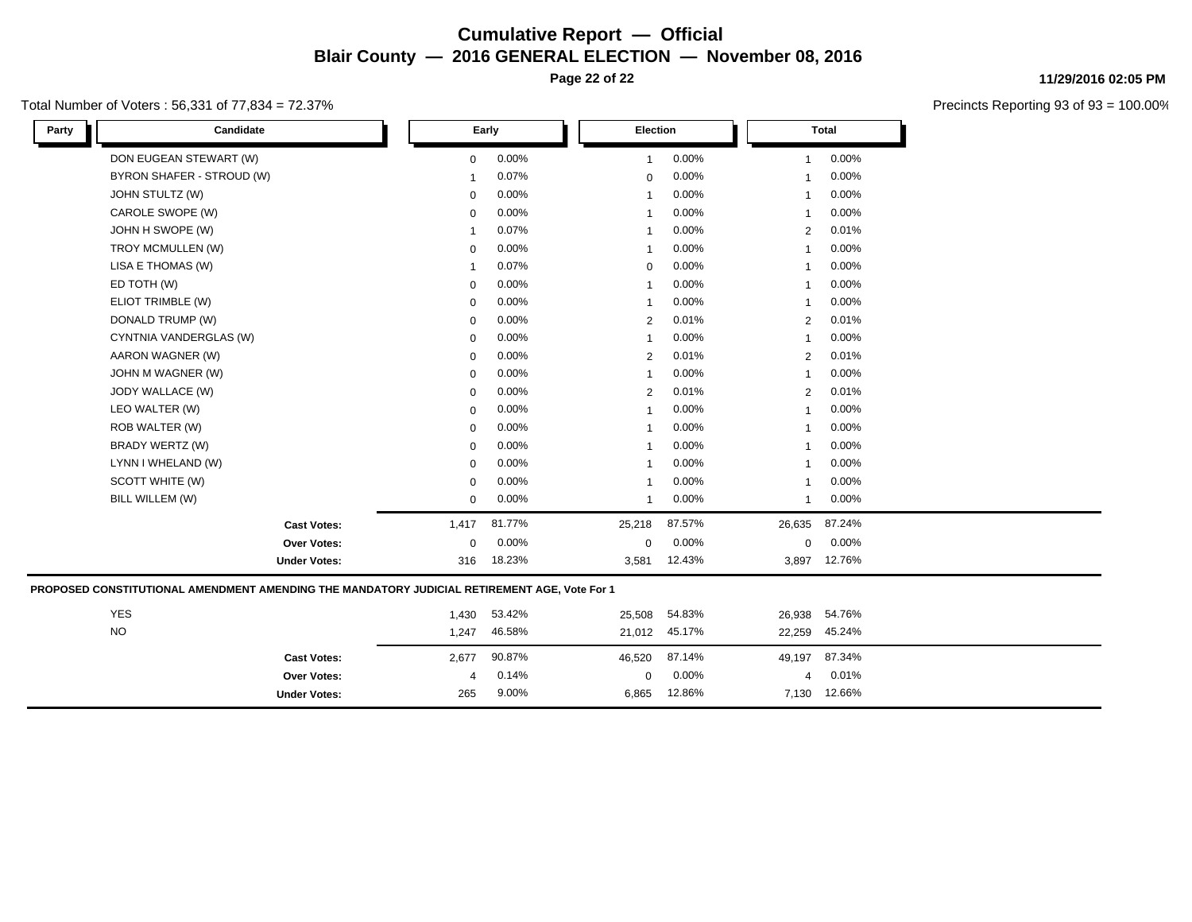# Cumulative Report — Official

## Blair County — 2016 GENERAL ELECTION — November 08, 2016

11/29/2016 02:05 PM

Total Number of Voters : 56,331 of 77,834 = 72.37%

Precincts Reporting 93 of 93 = 100.00%

| Party | Candidate | Early | | Election | | Total | |
|---|---|---|---|---|---|---|---|
| | DON EUGEAN STEWART (W) | 0 | 0.00% | 1 | 0.00% | 1 | 0.00% |
| | BYRON SHAFER - STROUD (W) | 1 | 0.07% | 0 | 0.00% | 1 | 0.00% |
| | JOHN STULTZ (W) | 0 | 0.00% | 1 | 0.00% | 1 | 0.00% |
| | CAROLE SWOPE (W) | 0 | 0.00% | 1 | 0.00% | 1 | 0.00% |
| | JOHN H SWOPE (W) | 1 | 0.07% | 1 | 0.00% | 2 | 0.01% |
| | TROY MCMULLEN (W) | 0 | 0.00% | 1 | 0.00% | 1 | 0.00% |
| | LISA E THOMAS (W) | 1 | 0.07% | 0 | 0.00% | 1 | 0.00% |
| | ED TOTH (W) | 0 | 0.00% | 1 | 0.00% | 1 | 0.00% |
| | ELIOT TRIMBLE (W) | 0 | 0.00% | 1 | 0.00% | 1 | 0.00% |
| | DONALD TRUMP (W) | 0 | 0.00% | 2 | 0.01% | 2 | 0.01% |
| | CYNTNIA VANDERGLAS (W) | 0 | 0.00% | 1 | 0.00% | 1 | 0.00% |
| | AARON WAGNER (W) | 0 | 0.00% | 2 | 0.01% | 2 | 0.01% |
| | JOHN M WAGNER (W) | 0 | 0.00% | 1 | 0.00% | 1 | 0.00% |
| | JODY WALLACE (W) | 0 | 0.00% | 2 | 0.01% | 2 | 0.01% |
| | LEO WALTER (W) | 0 | 0.00% | 1 | 0.00% | 1 | 0.00% |
| | ROB WALTER (W) | 0 | 0.00% | 1 | 0.00% | 1 | 0.00% |
| | BRADY WERTZ (W) | 0 | 0.00% | 1 | 0.00% | 1 | 0.00% |
| | LYNN I WHELAND (W) | 0 | 0.00% | 1 | 0.00% | 1 | 0.00% |
| | SCOTT WHITE (W) | 0 | 0.00% | 1 | 0.00% | 1 | 0.00% |
| | BILL WILLEM (W) | 0 | 0.00% | 1 | 0.00% | 1 | 0.00% |
| | **Cast Votes:** | 1,417 | 81.77% | 25,218 | 87.57% | 26,635 | 87.24% |
| | **Over Votes:** | 0 | 0.00% | 0 | 0.00% | 0 | 0.00% |
| | **Under Votes:** | 316 | 18.23% | 3,581 | 12.43% | 3,897 | 12.76% |

**PROPOSED CONSTITUTIONAL AMENDMENT AMENDING THE MANDATORY JUDICIAL RETIREMENT AGE, Vote For 1**

| Party | Candidate | Early | | Election | | Total | |
|---|---|---|---|---|---|---|---|
| | YES | 1,430 | 53.42% | 25,508 | 54.83% | 26,938 | 54.76% |
| | NO | 1,247 | 46.58% | 21,012 | 45.17% | 22,259 | 45.24% |
| | **Cast Votes:** | 2,677 | 90.87% | 46,520 | 87.14% | 49,197 | 87.34% |
| | **Over Votes:** | 4 | 0.14% | 0 | 0.00% | 4 | 0.01% |
| | **Under Votes:** | 265 | 9.00% | 6,865 | 12.86% | 7,130 | 12.66% |